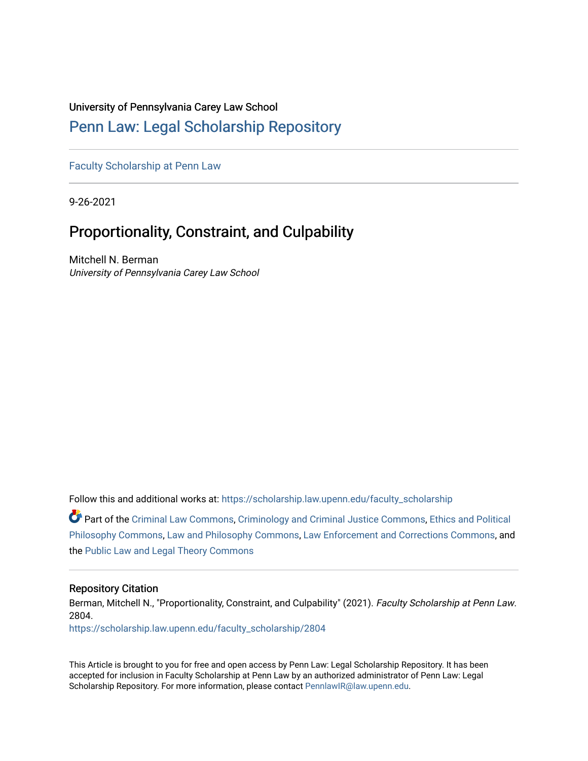University of Pennsylvania Carey Law School

# Penn Law: Legal Scholarship Repository

Faculty Scholarship at Penn Law

9-26-2021

## Proportionality, Constraint, and Culpability

Mitchell N. Berman
*University of Pennsylvania Carey Law School*

Follow this and additional works at: https://scholarship.law.upenn.edu/faculty_scholarship

Part of the Criminal Law Commons, Criminology and Criminal Justice Commons, Ethics and Political Philosophy Commons, Law and Philosophy Commons, Law Enforcement and Corrections Commons, and the Public Law and Legal Theory Commons

### Repository Citation

Berman, Mitchell N., "Proportionality, Constraint, and Culpability" (2021). *Faculty Scholarship at Penn Law*. 2804.
https://scholarship.law.upenn.edu/faculty_scholarship/2804

This Article is brought to you for free and open access by Penn Law: Legal Scholarship Repository. It has been accepted for inclusion in Faculty Scholarship at Penn Law by an authorized administrator of Penn Law: Legal Scholarship Repository. For more information, please contact PennlawIR@law.upenn.edu.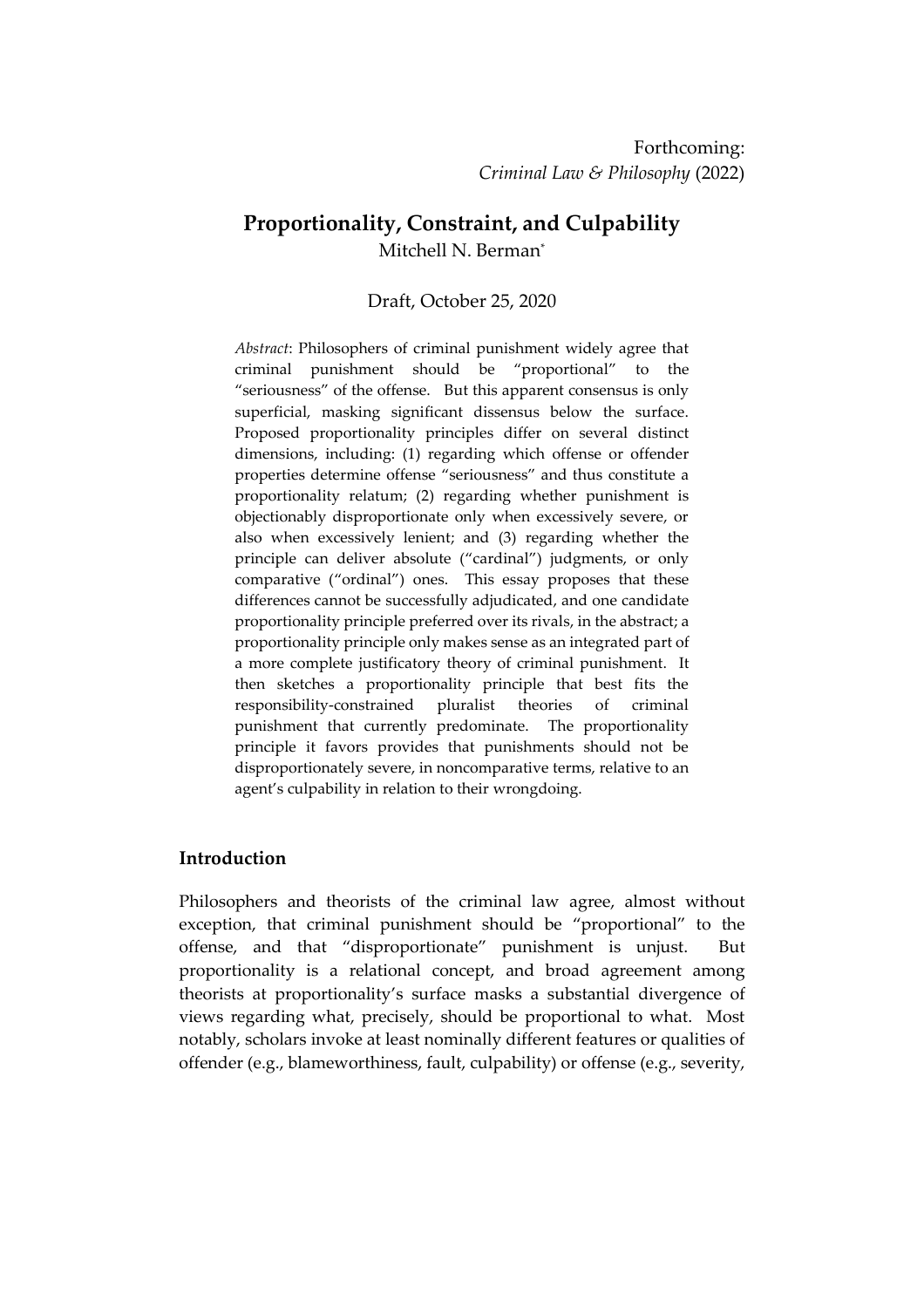Forthcoming:
*Criminal Law & Philosophy* (2022)

# Proportionality, Constraint, and Culpability

Mitchell N. Berman*

Draft, October 25, 2020

*Abstract*: Philosophers of criminal punishment widely agree that criminal punishment should be "proportional" to the "seriousness" of the offense. But this apparent consensus is only superficial, masking significant dissensus below the surface. Proposed proportionality principles differ on several distinct dimensions, including: (1) regarding which offense or offender properties determine offense "seriousness" and thus constitute a proportionality relatum; (2) regarding whether punishment is objectionably disproportionate only when excessively severe, or also when excessively lenient; and (3) regarding whether the principle can deliver absolute ("cardinal") judgments, or only comparative ("ordinal") ones. This essay proposes that these differences cannot be successfully adjudicated, and one candidate proportionality principle preferred over its rivals, in the abstract; a proportionality principle only makes sense as an integrated part of a more complete justificatory theory of criminal punishment. It then sketches a proportionality principle that best fits the responsibility-constrained pluralist theories of criminal punishment that currently predominate. The proportionality principle it favors provides that punishments should not be disproportionately severe, in noncomparative terms, relative to an agent's culpability in relation to their wrongdoing.

## Introduction

Philosophers and theorists of the criminal law agree, almost without exception, that criminal punishment should be "proportional" to the offense, and that "disproportionate" punishment is unjust. But proportionality is a relational concept, and broad agreement among theorists at proportionality's surface masks a substantial divergence of views regarding what, precisely, should be proportional to what. Most notably, scholars invoke at least nominally different features or qualities of offender (e.g., blameworthiness, fault, culpability) or offense (e.g., severity,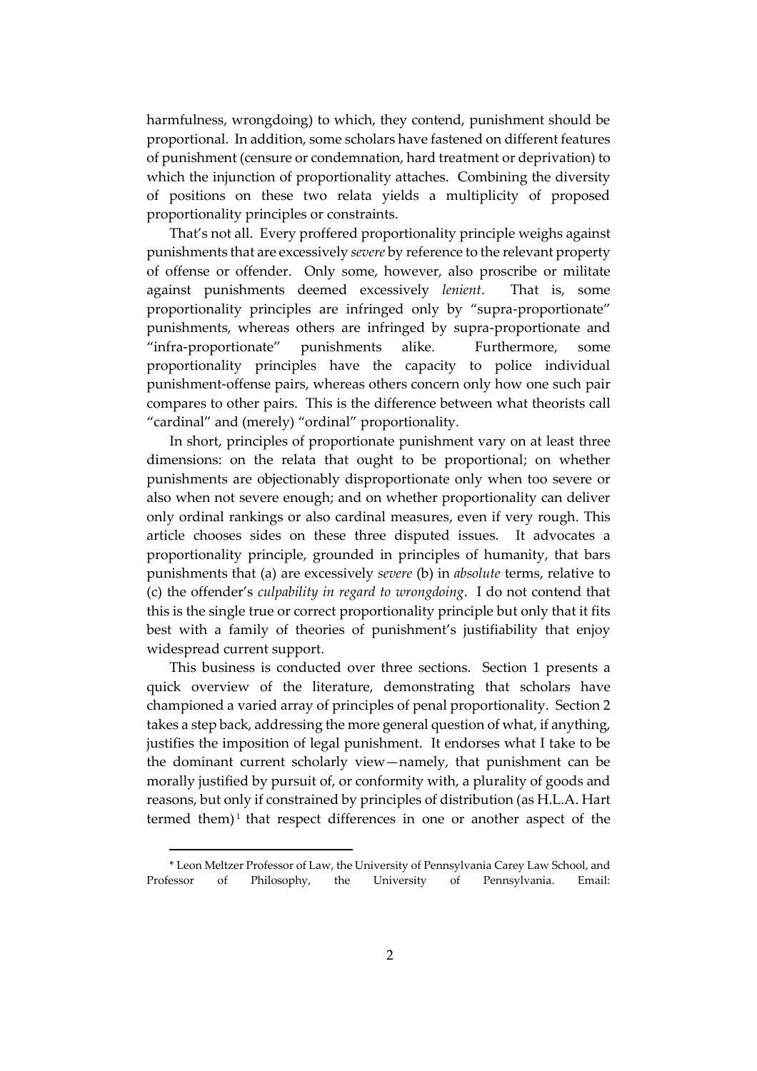harmfulness, wrongdoing) to which, they contend, punishment should be proportional. In addition, some scholars have fastened on different features of punishment (censure or condemnation, hard treatment or deprivation) to which the injunction of proportionality attaches. Combining the diversity of positions on these two relata yields a multiplicity of proposed proportionality principles or constraints.

That's not all. Every proffered proportionality principle weighs against punishments that are excessively *severe* by reference to the relevant property of offense or offender. Only some, however, also proscribe or militate against punishments deemed excessively *lenient*. That is, some proportionality principles are infringed only by "supra-proportionate" punishments, whereas others are infringed by supra-proportionate and "infra-proportionate" punishments alike. Furthermore, some proportionality principles have the capacity to police individual punishment-offense pairs, whereas others concern only how one such pair compares to other pairs. This is the difference between what theorists call "cardinal" and (merely) "ordinal" proportionality.

In short, principles of proportionate punishment vary on at least three dimensions: on the relata that ought to be proportional; on whether punishments are objectionably disproportionate only when too severe or also when not severe enough; and on whether proportionality can deliver only ordinal rankings or also cardinal measures, even if very rough. This article chooses sides on these three disputed issues. It advocates a proportionality principle, grounded in principles of humanity, that bars punishments that (a) are excessively *severe* (b) in *absolute* terms, relative to (c) the offender's *culpability in regard to wrongdoing*. I do not contend that this is the single true or correct proportionality principle but only that it fits best with a family of theories of punishment's justifiability that enjoy widespread current support.

This business is conducted over three sections. Section 1 presents a quick overview of the literature, demonstrating that scholars have championed a varied array of principles of penal proportionality. Section 2 takes a step back, addressing the more general question of what, if anything, justifies the imposition of legal punishment. It endorses what I take to be the dominant current scholarly view—namely, that punishment can be morally justified by pursuit of, or conformity with, a plurality of goods and reasons, but only if constrained by principles of distribution (as H.L.A. Hart termed them)[1] that respect differences in one or another aspect of the

---

\* Leon Meltzer Professor of Law, the University of Pennsylvania Carey Law School, and Professor of Philosophy, the University of Pennsylvania. Email: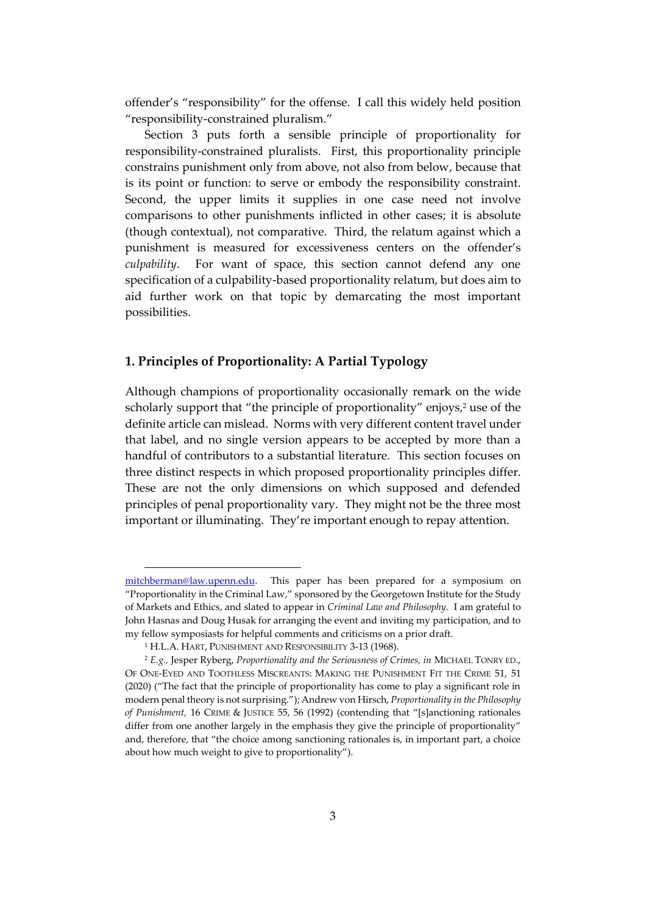offender's "responsibility" for the offense. I call this widely held position "responsibility-constrained pluralism."

Section 3 puts forth a sensible principle of proportionality for responsibility-constrained pluralists. First, this proportionality principle constrains punishment only from above, not also from below, because that is its point or function: to serve or embody the responsibility constraint. Second, the upper limits it supplies in one case need not involve comparisons to other punishments inflicted in other cases; it is absolute (though contextual), not comparative. Third, the relatum against which a punishment is measured for excessiveness centers on the offender's *culpability*. For want of space, this section cannot defend any one specification of a culpability-based proportionality relatum, but does aim to aid further work on that topic by demarcating the most important possibilities.

## 1. Principles of Proportionality: A Partial Typology

Although champions of proportionality occasionally remark on the wide scholarly support that "the principle of proportionality" enjoys,[2] use of the definite article can mislead. Norms with very different content travel under that label, and no single version appears to be accepted by more than a handful of contributors to a substantial literature. This section focuses on three distinct respects in which proposed proportionality principles differ. These are not the only dimensions on which supposed and defended principles of penal proportionality vary. They might not be the three most important or illuminating. They're important enough to repay attention.

---

mitchberman@law.upenn.edu. This paper has been prepared for a symposium on "Proportionality in the Criminal Law," sponsored by the Georgetown Institute for the Study of Markets and Ethics, and slated to appear in *Criminal Law and Philosophy*. I am grateful to John Hasnas and Doug Husak for arranging the event and inviting my participation, and to my fellow symposiasts for helpful comments and criticisms on a prior draft.

[1] H.L.A. HART, PUNISHMENT AND RESPONSIBILITY 3-13 (1968).

[2] *E.g.*, Jesper Ryberg, *Proportionality and the Seriousness of Crimes*, *in* MICHAEL TONRY ED., OF ONE-EYED AND TOOTHLESS MISCREANTS: MAKING THE PUNISHMENT FIT THE CRIME 51, 51 (2020) ("The fact that the principle of proportionality has come to play a significant role in modern penal theory is not surprising."); Andrew von Hirsch, *Proportionality in the Philosophy of Punishment*, 16 CRIME & JUSTICE 55, 56 (1992) (contending that "[s]anctioning rationales differ from one another largely in the emphasis they give the principle of proportionality" and, therefore, that "the choice among sanctioning rationales is, in important part, a choice about how much weight to give to proportionality").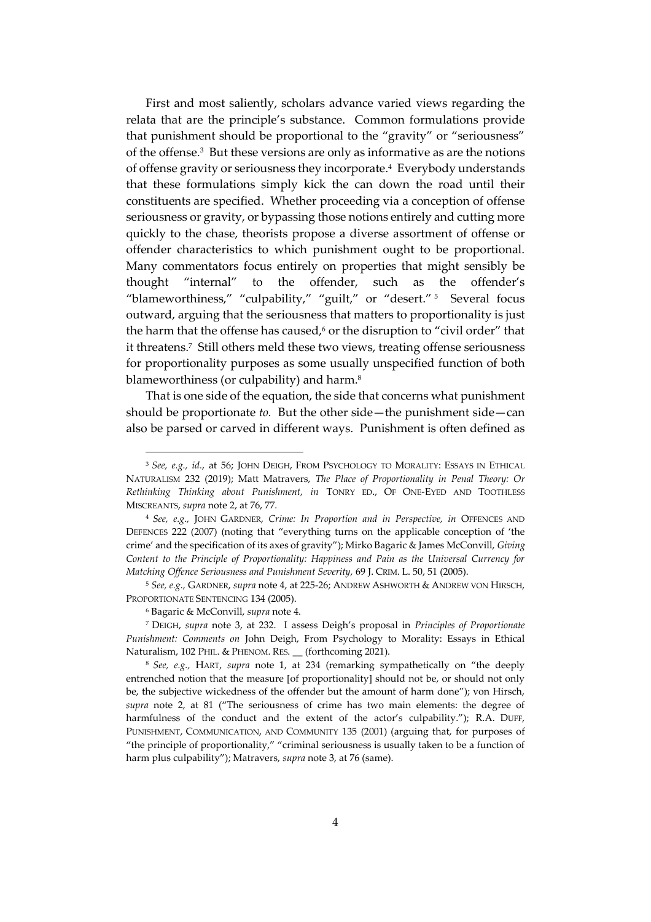First and most saliently, scholars advance varied views regarding the relata that are the principle's substance. Common formulations provide that punishment should be proportional to the "gravity" or "seriousness" of the offense.[3] But these versions are only as informative as are the notions of offense gravity or seriousness they incorporate.[4] Everybody understands that these formulations simply kick the can down the road until their constituents are specified. Whether proceeding via a conception of offense seriousness or gravity, or bypassing those notions entirely and cutting more quickly to the chase, theorists propose a diverse assortment of offense or offender characteristics to which punishment ought to be proportional. Many commentators focus entirely on properties that might sensibly be thought "internal" to the offender, such as the offender's "blameworthiness," "culpability," "guilt," or "desert."[5] Several focus outward, arguing that the seriousness that matters to proportionality is just the harm that the offense has caused,[6] or the disruption to "civil order" that it threatens.[7] Still others meld these two views, treating offense seriousness for proportionality purposes as some usually unspecified function of both blameworthiness (or culpability) and harm.[8]

That is one side of the equation, the side that concerns what punishment should be proportionate *to*. But the other side—the punishment side—can also be parsed or carved in different ways. Punishment is often defined as

---

[3] *See, e.g., id.*, at 56; JOHN DEIGH, FROM PSYCHOLOGY TO MORALITY: ESSAYS IN ETHICAL NATURALISM 232 (2019); Matt Matravers, *The Place of Proportionality in Penal Theory: Or Rethinking Thinking about Punishment, in* TONRY ED., OF ONE-EYED AND TOOTHLESS MISCREANTS, *supra* note 2, at 76, 77.

[4] *See, e.g.*, JOHN GARDNER, *Crime: In Proportion and in Perspective, in* OFFENCES AND DEFENCES 222 (2007) (noting that "everything turns on the applicable conception of 'the crime' and the specification of its axes of gravity"); Mirko Bagaric & James McConvill, *Giving Content to the Principle of Proportionality: Happiness and Pain as the Universal Currency for Matching Offence Seriousness and Punishment Severity,* 69 J. CRIM. L. 50, 51 (2005).

[5] *See, e.g.,* GARDNER, *supra* note 4, at 225-26; ANDREW ASHWORTH & ANDREW VON HIRSCH, PROPORTIONATE SENTENCING 134 (2005).

[6] Bagaric & McConvill, *supra* note 4.

[7] DEIGH, *supra* note 3, at 232. I assess Deigh's proposal in *Principles of Proportionate Punishment: Comments on* John Deigh, From Psychology to Morality: Essays in Ethical Naturalism, 102 PHIL. & PHENOM. RES. __ (forthcoming 2021).

[8] *See, e.g.,* HART, *supra* note 1, at 234 (remarking sympathetically on "the deeply entrenched notion that the measure [of proportionality] should not be, or should not only be, the subjective wickedness of the offender but the amount of harm done"); von Hirsch, *supra* note 2, at 81 ("The seriousness of crime has two main elements: the degree of harmfulness of the conduct and the extent of the actor's culpability."); R.A. DUFF, PUNISHMENT, COMMUNICATION, AND COMMUNITY 135 (2001) (arguing that, for purposes of "the principle of proportionality," "criminal seriousness is usually taken to be a function of harm plus culpability"); Matravers, *supra* note 3, at 76 (same).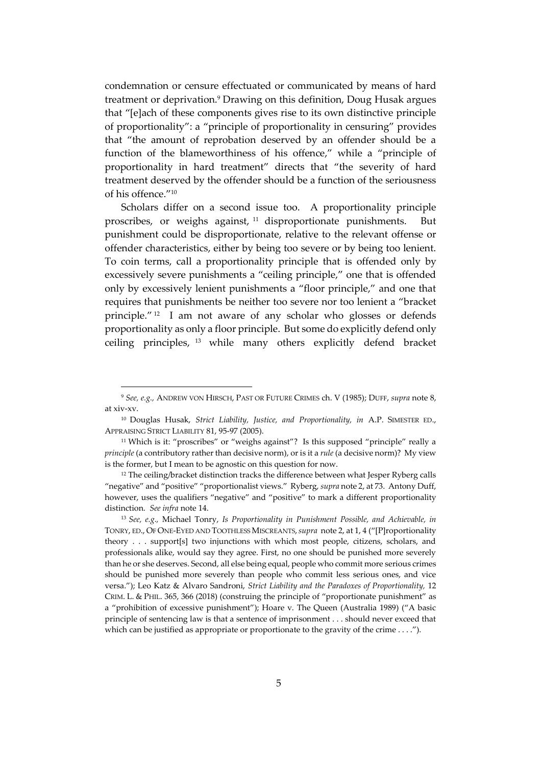condemnation or censure effectuated or communicated by means of hard treatment or deprivation.[9] Drawing on this definition, Doug Husak argues that "[e]ach of these components gives rise to its own distinctive principle of proportionality": a "principle of proportionality in censuring" provides that "the amount of reprobation deserved by an offender should be a function of the blameworthiness of his offence," while a "principle of proportionality in hard treatment" directs that "the severity of hard treatment deserved by the offender should be a function of the seriousness of his offence."[10]

Scholars differ on a second issue too. A proportionality principle proscribes, or weighs against,[11] disproportionate punishments. But punishment could be disproportionate, relative to the relevant offense or offender characteristics, either by being too severe or by being too lenient. To coin terms, call a proportionality principle that is offended only by excessively severe punishments a "ceiling principle," one that is offended only by excessively lenient punishments a "floor principle," and one that requires that punishments be neither too severe nor too lenient a "bracket principle."[12] I am not aware of any scholar who glosses or defends proportionality as only a floor principle. But some do explicitly defend only ceiling principles,[13] while many others explicitly defend bracket

---

[9] *See, e.g.,* ANDREW VON HIRSCH, PAST OR FUTURE CRIMES ch. V (1985); DUFF, *supra* note 8, at xiv-xv.

[10] Douglas Husak, *Strict Liability, Justice, and Proportionality, in* A.P. SIMESTER ED., APPRAISING STRICT LIABILITY 81, 95-97 (2005).

[11] Which is it: "proscribes" or "weighs against"? Is this supposed "principle" really a *principle* (a contributory rather than decisive norm), or is it a *rule* (a decisive norm)? My view is the former, but I mean to be agnostic on this question for now.

[12] The ceiling/bracket distinction tracks the difference between what Jesper Ryberg calls "negative" and "positive" "proportionalist views." Ryberg, *supra* note 2, at 73. Antony Duff, however, uses the qualifiers "negative" and "positive" to mark a different proportionality distinction. *See infra* note 14.

[13] *See, e.g.,* Michael Tonry, *Is Proportionality in Punishment Possible, and Achievable, in* TONRY, ED., OF ONE-EYED AND TOOTHLESS MISCREANTS, *supra* note 2, at 1, 4 ("[P]roportionality theory . . . support[s] two injunctions with which most people, citizens, scholars, and professionals alike, would say they agree. First, no one should be punished more severely than he or she deserves. Second, all else being equal, people who commit more serious crimes should be punished more severely than people who commit less serious ones, and vice versa."); Leo Katz & Alvaro Sandroni, *Strict Liability and the Paradoxes of Proportionality,* 12 CRIM. L. & PHIL. 365, 366 (2018) (construing the principle of "proportionate punishment" as a "prohibition of excessive punishment"); Hoare v. The Queen (Australia 1989) ("A basic principle of sentencing law is that a sentence of imprisonment . . . should never exceed that which can be justified as appropriate or proportionate to the gravity of the crime . . . .").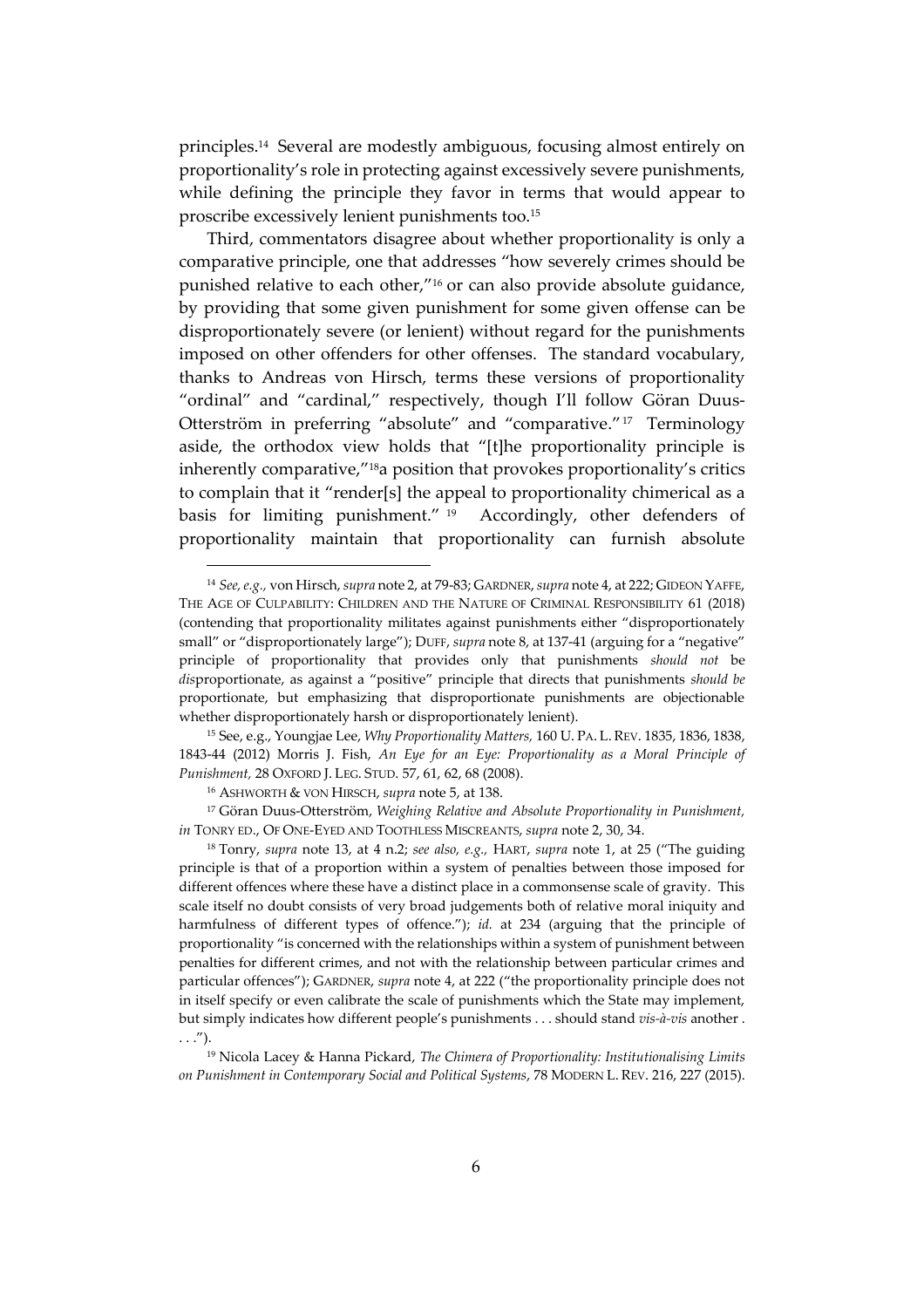principles.[14] Several are modestly ambiguous, focusing almost entirely on proportionality's role in protecting against excessively severe punishments, while defining the principle they favor in terms that would appear to proscribe excessively lenient punishments too.[15]

Third, commentators disagree about whether proportionality is only a comparative principle, one that addresses "how severely crimes should be punished relative to each other,"[16] or can also provide absolute guidance, by providing that some given punishment for some given offense can be disproportionately severe (or lenient) without regard for the punishments imposed on other offenders for other offenses. The standard vocabulary, thanks to Andreas von Hirsch, terms these versions of proportionality "ordinal" and "cardinal," respectively, though I'll follow Göran Duus-Otterström in preferring "absolute" and "comparative."[17] Terminology aside, the orthodox view holds that "[t]he proportionality principle is inherently comparative,"[18]a position that provokes proportionality's critics to complain that it "render[s] the appeal to proportionality chimerical as a basis for limiting punishment."[19] Accordingly, other defenders of proportionality maintain that proportionality can furnish absolute

---

[14] *See, e.g.*, von Hirsch, *supra* note 2, at 79-83; GARDNER, *supra* note 4, at 222; GIDEON YAFFE, THE AGE OF CULPABILITY: CHILDREN AND THE NATURE OF CRIMINAL RESPONSIBILITY 61 (2018) (contending that proportionality militates against punishments either "disproportionately small" or "disproportionately large"); DUFF, *supra* note 8, at 137-41 (arguing for a "negative" principle of proportionality that provides only that punishments *should not* be *dis*proportionate, as against a "positive" principle that directs that punishments *should be* proportionate, but emphasizing that disproportionate punishments are objectionable whether disproportionately harsh or disproportionately lenient).

[15] See, e.g., Youngjae Lee, *Why Proportionality Matters,* 160 U. PA. L. REV. 1835, 1836, 1838, 1843-44 (2012) Morris J. Fish, *An Eye for an Eye: Proportionality as a Moral Principle of Punishment,* 28 OXFORD J. LEG. STUD. 57, 61, 62, 68 (2008).

[16] ASHWORTH & VON HIRSCH, *supra* note 5, at 138.

[17] Göran Duus-Otterström, *Weighing Relative and Absolute Proportionality in Punishment, in* TONRY ED., OF ONE-EYED AND TOOTHLESS MISCREANTS, *supra* note 2, 30, 34.

[18] Tonry, *supra* note 13, at 4 n.2; *see also, e.g.,* HART, *supra* note 1, at 25 ("The guiding principle is that of a proportion within a system of penalties between those imposed for different offences where these have a distinct place in a commonsense scale of gravity. This scale itself no doubt consists of very broad judgements both of relative moral iniquity and harmfulness of different types of offence."); *id.* at 234 (arguing that the principle of proportionality "is concerned with the relationships within a system of punishment between penalties for different crimes, and not with the relationship between particular crimes and particular offences"); GARDNER, *supra* note 4, at 222 ("the proportionality principle does not in itself specify or even calibrate the scale of punishments which the State may implement, but simply indicates how different people's punishments . . . should stand *vis-à-vis* another . . . .").

[19] Nicola Lacey & Hanna Pickard, *The Chimera of Proportionality: Institutionalising Limits on Punishment in Contemporary Social and Political Systems*, 78 MODERN L. REV. 216, 227 (2015).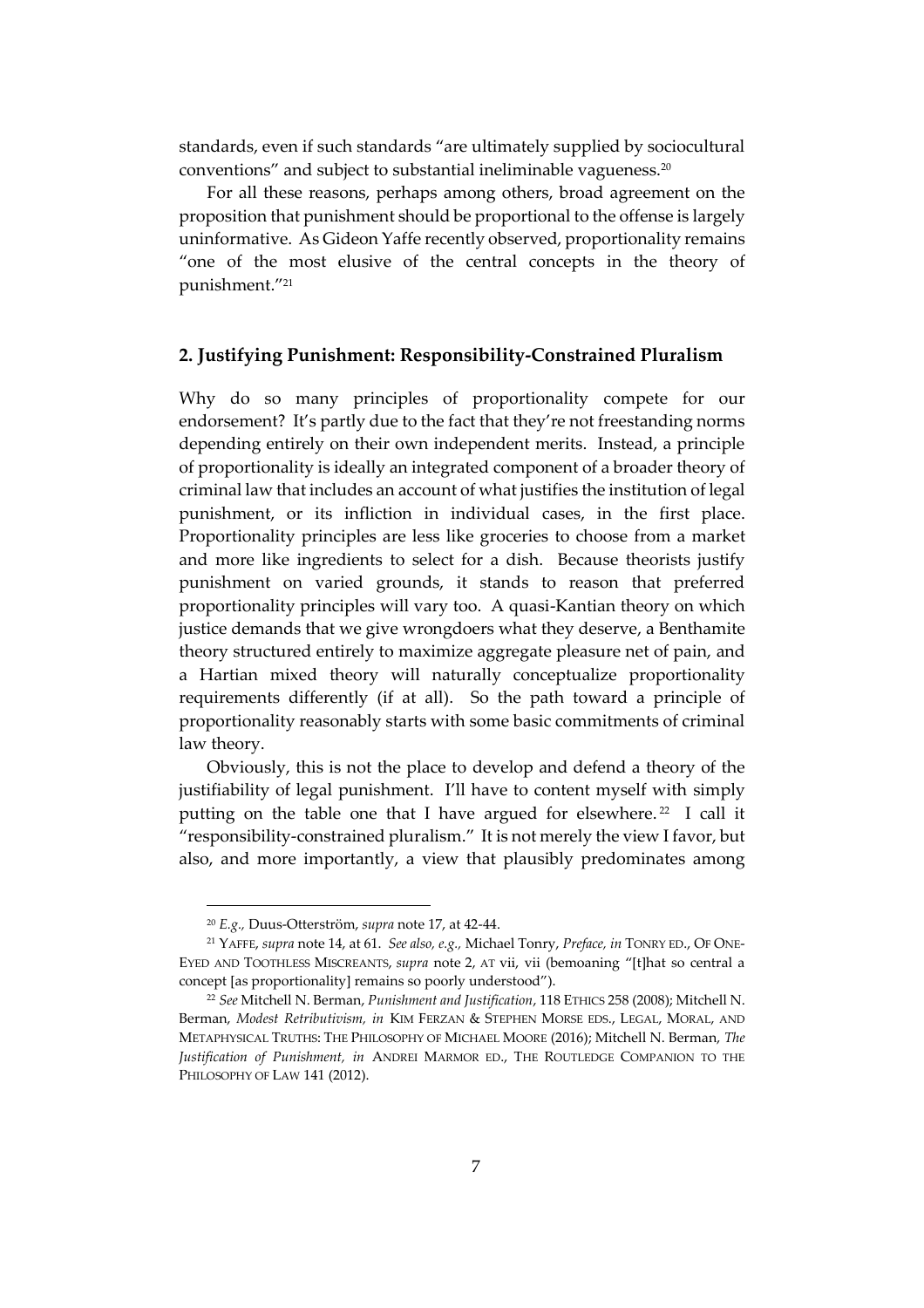standards, even if such standards "are ultimately supplied by sociocultural conventions" and subject to substantial ineliminable vagueness.[20]

For all these reasons, perhaps among others, broad agreement on the proposition that punishment should be proportional to the offense is largely uninformative. As Gideon Yaffe recently observed, proportionality remains "one of the most elusive of the central concepts in the theory of punishment."[21]

## 2. Justifying Punishment: Responsibility-Constrained Pluralism

Why do so many principles of proportionality compete for our endorsement? It's partly due to the fact that they're not freestanding norms depending entirely on their own independent merits. Instead, a principle of proportionality is ideally an integrated component of a broader theory of criminal law that includes an account of what justifies the institution of legal punishment, or its infliction in individual cases, in the first place. Proportionality principles are less like groceries to choose from a market and more like ingredients to select for a dish. Because theorists justify punishment on varied grounds, it stands to reason that preferred proportionality principles will vary too. A quasi-Kantian theory on which justice demands that we give wrongdoers what they deserve, a Benthamite theory structured entirely to maximize aggregate pleasure net of pain, and a Hartian mixed theory will naturally conceptualize proportionality requirements differently (if at all). So the path toward a principle of proportionality reasonably starts with some basic commitments of criminal law theory.

Obviously, this is not the place to develop and defend a theory of the justifiability of legal punishment. I'll have to content myself with simply putting on the table one that I have argued for elsewhere.[22] I call it "responsibility-constrained pluralism." It is not merely the view I favor, but also, and more importantly, a view that plausibly predominates among

---

[20] *E.g.,* Duus-Otterström, *supra* note 17, at 42-44.

[21] YAFFE, *supra* note 14, at 61. *See also, e.g.,* Michael Tonry, *Preface, in* TONRY ED., OF ONE-EYED AND TOOTHLESS MISCREANTS, *supra* note 2, AT vii, vii (bemoaning "[t]hat so central a concept [as proportionality] remains so poorly understood").

[22] *See* Mitchell N. Berman, *Punishment and Justification*, 118 ETHICS 258 (2008); Mitchell N. Berman, *Modest Retributivism, in* KIM FERZAN & STEPHEN MORSE EDS., LEGAL, MORAL, AND METAPHYSICAL TRUTHS: THE PHILOSOPHY OF MICHAEL MOORE (2016); Mitchell N. Berman, *The Justification of Punishment, in* ANDREI MARMOR ED., THE ROUTLEDGE COMPANION TO THE PHILOSOPHY OF LAW 141 (2012).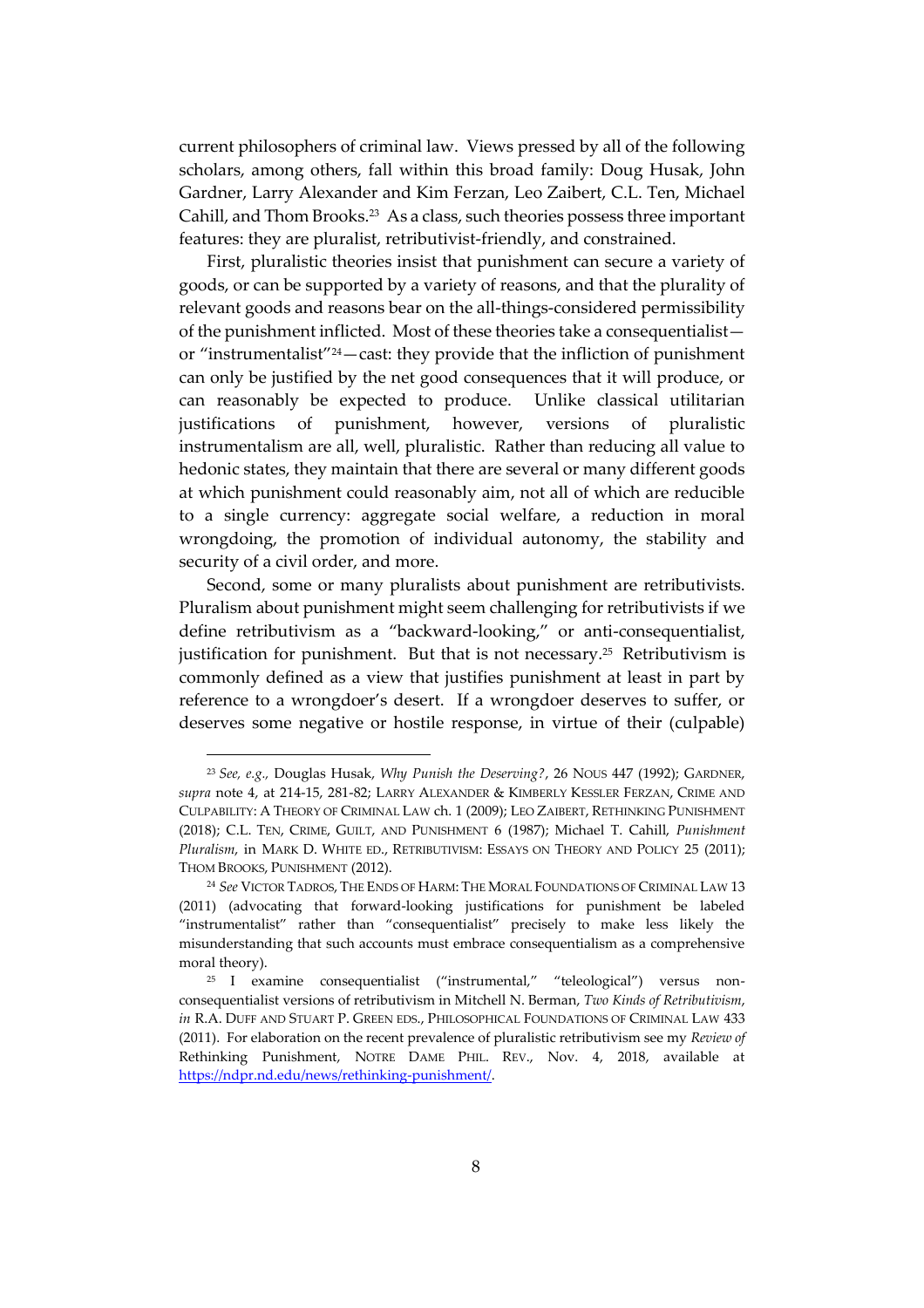current philosophers of criminal law. Views pressed by all of the following scholars, among others, fall within this broad family: Doug Husak, John Gardner, Larry Alexander and Kim Ferzan, Leo Zaibert, C.L. Ten, Michael Cahill, and Thom Brooks.[23] As a class, such theories possess three important features: they are pluralist, retributivist-friendly, and constrained.

First, pluralistic theories insist that punishment can secure a variety of goods, or can be supported by a variety of reasons, and that the plurality of relevant goods and reasons bear on the all-things-considered permissibility of the punishment inflicted. Most of these theories take a consequentialist—or "instrumentalist"[24]—cast: they provide that the infliction of punishment can only be justified by the net good consequences that it will produce, or can reasonably be expected to produce. Unlike classical utilitarian justifications of punishment, however, versions of pluralistic instrumentalism are all, well, pluralistic. Rather than reducing all value to hedonic states, they maintain that there are several or many different goods at which punishment could reasonably aim, not all of which are reducible to a single currency: aggregate social welfare, a reduction in moral wrongdoing, the promotion of individual autonomy, the stability and security of a civil order, and more.

Second, some or many pluralists about punishment are retributivists. Pluralism about punishment might seem challenging for retributivists if we define retributivism as a "backward-looking," or anti-consequentialist, justification for punishment. But that is not necessary.[25] Retributivism is commonly defined as a view that justifies punishment at least in part by reference to a wrongdoer's desert. If a wrongdoer deserves to suffer, or deserves some negative or hostile response, in virtue of their (culpable)

---

[23] *See, e.g.,* Douglas Husak, *Why Punish the Deserving?*, 26 NOUS 447 (1992); GARDNER, *supra* note 4, at 214-15, 281-82; LARRY ALEXANDER & KIMBERLY KESSLER FERZAN, CRIME AND CULPABILITY: A THEORY OF CRIMINAL LAW ch. 1 (2009); LEO ZAIBERT, RETHINKING PUNISHMENT (2018); C.L. TEN, CRIME, GUILT, AND PUNISHMENT 6 (1987); Michael T. Cahill, *Punishment Pluralism*, in MARK D. WHITE ED., RETRIBUTIVISM: ESSAYS ON THEORY AND POLICY 25 (2011); THOM BROOKS, PUNISHMENT (2012).

[24] *See* VICTOR TADROS, THE ENDS OF HARM: THE MORAL FOUNDATIONS OF CRIMINAL LAW 13 (2011) (advocating that forward-looking justifications for punishment be labeled "instrumentalist" rather than "consequentialist" precisely to make less likely the misunderstanding that such accounts must embrace consequentialism as a comprehensive moral theory).

[25] I examine consequentialist ("instrumental," "teleological") versus non-consequentialist versions of retributivism in Mitchell N. Berman, *Two Kinds of Retributivism*, *in* R.A. DUFF AND STUART P. GREEN EDS., PHILOSOPHICAL FOUNDATIONS OF CRIMINAL LAW 433 (2011). For elaboration on the recent prevalence of pluralistic retributivism see my *Review of* Rethinking Punishment, NOTRE DAME PHIL. REV., Nov. 4, 2018, available at https://ndpr.nd.edu/news/rethinking-punishment/.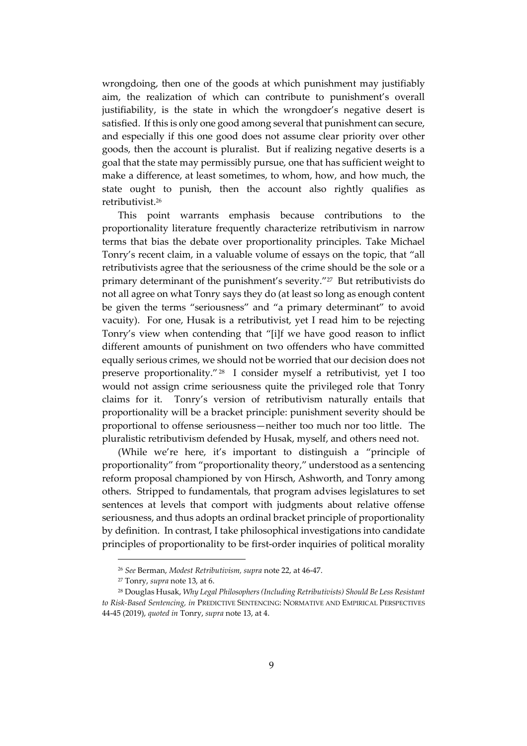wrongdoing, then one of the goods at which punishment may justifiably aim, the realization of which can contribute to punishment's overall justifiability, is the state in which the wrongdoer's negative desert is satisfied. If this is only one good among several that punishment can secure, and especially if this one good does not assume clear priority over other goods, then the account is pluralist. But if realizing negative deserts is a goal that the state may permissibly pursue, one that has sufficient weight to make a difference, at least sometimes, to whom, how, and how much, the state ought to punish, then the account also rightly qualifies as retributivist.[26]

This point warrants emphasis because contributions to the proportionality literature frequently characterize retributivism in narrow terms that bias the debate over proportionality principles. Take Michael Tonry's recent claim, in a valuable volume of essays on the topic, that "all retributivists agree that the seriousness of the crime should be the sole or a primary determinant of the punishment's severity."[27] But retributivists do not all agree on what Tonry says they do (at least so long as enough content be given the terms "seriousness" and "a primary determinant" to avoid vacuity). For one, Husak is a retributivist, yet I read him to be rejecting Tonry's view when contending that "[i]f we have good reason to inflict different amounts of punishment on two offenders who have committed equally serious crimes, we should not be worried that our decision does not preserve proportionality."[28] I consider myself a retributivist, yet I too would not assign crime seriousness quite the privileged role that Tonry claims for it. Tonry's version of retributivism naturally entails that proportionality will be a bracket principle: punishment severity should be proportional to offense seriousness—neither too much nor too little. The pluralistic retributivism defended by Husak, myself, and others need not.

(While we're here, it's important to distinguish a "principle of proportionality" from "proportionality theory," understood as a sentencing reform proposal championed by von Hirsch, Ashworth, and Tonry among others. Stripped to fundamentals, that program advises legislatures to set sentences at levels that comport with judgments about relative offense seriousness, and thus adopts an ordinal bracket principle of proportionality by definition. In contrast, I take philosophical investigations into candidate principles of proportionality to be first-order inquiries of political morality

---

[26] *See* Berman, *Modest Retributivism, supra* note 22, at 46-47.

[27] Tonry, *supra* note 13, at 6.

[28] Douglas Husak, *Why Legal Philosophers (Including Retributivists) Should Be Less Resistant to Risk-Based Sentencing, in* PREDICTIVE SENTENCING: NORMATIVE AND EMPIRICAL PERSPECTIVES 44-45 (2019), *quoted in* Tonry, *supra* note 13, at 4.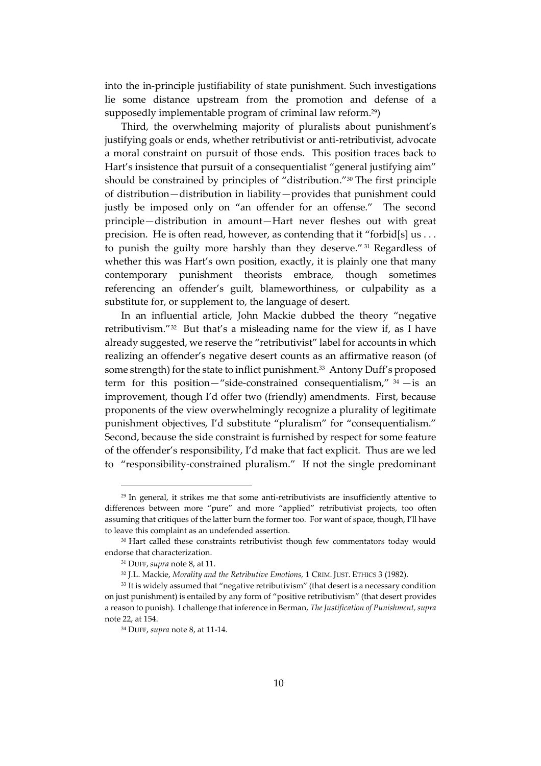into the in-principle justifiability of state punishment. Such investigations lie some distance upstream from the promotion and defense of a supposedly implementable program of criminal law reform.[29])

Third, the overwhelming majority of pluralists about punishment's justifying goals or ends, whether retributivist or anti-retributivist, advocate a moral constraint on pursuit of those ends. This position traces back to Hart's insistence that pursuit of a consequentialist "general justifying aim" should be constrained by principles of "distribution."[30] The first principle of distribution—distribution in liability—provides that punishment could justly be imposed only on "an offender for an offense." The second principle—distribution in amount—Hart never fleshes out with great precision. He is often read, however, as contending that it "forbid[s] us . . . to punish the guilty more harshly than they deserve."[31] Regardless of whether this was Hart's own position, exactly, it is plainly one that many contemporary punishment theorists embrace, though sometimes referencing an offender's guilt, blameworthiness, or culpability as a substitute for, or supplement to, the language of desert.

In an influential article, John Mackie dubbed the theory "negative retributivism."[32] But that's a misleading name for the view if, as I have already suggested, we reserve the "retributivist" label for accounts in which realizing an offender's negative desert counts as an affirmative reason (of some strength) for the state to inflict punishment.[33] Antony Duff's proposed term for this position—"side-constrained consequentialism,"[34] —is an improvement, though I'd offer two (friendly) amendments. First, because proponents of the view overwhelmingly recognize a plurality of legitimate punishment objectives, I'd substitute "pluralism" for "consequentialism." Second, because the side constraint is furnished by respect for some feature of the offender's responsibility, I'd make that fact explicit. Thus are we led to "responsibility-constrained pluralism." If not the single predominant

---

[29] In general, it strikes me that some anti-retributivists are insufficiently attentive to differences between more "pure" and more "applied" retributivist projects, too often assuming that critiques of the latter burn the former too. For want of space, though, I'll have to leave this complaint as an undefended assertion.

[30] Hart called these constraints retributivist though few commentators today would endorse that characterization.

[31] DUFF, *supra* note 8, at 11.

[32] J.L. Mackie, *Morality and the Retributive Emotions,* 1 CRIM. JUST. ETHICS 3 (1982).

[33] It is widely assumed that "negative retributivism" (that desert is a necessary condition on just punishment) is entailed by any form of "positive retributivism" (that desert provides a reason to punish). I challenge that inference in Berman, *The Justification of Punishment*, *supra* note 22, at 154.

[34] DUFF, *supra* note 8, at 11-14.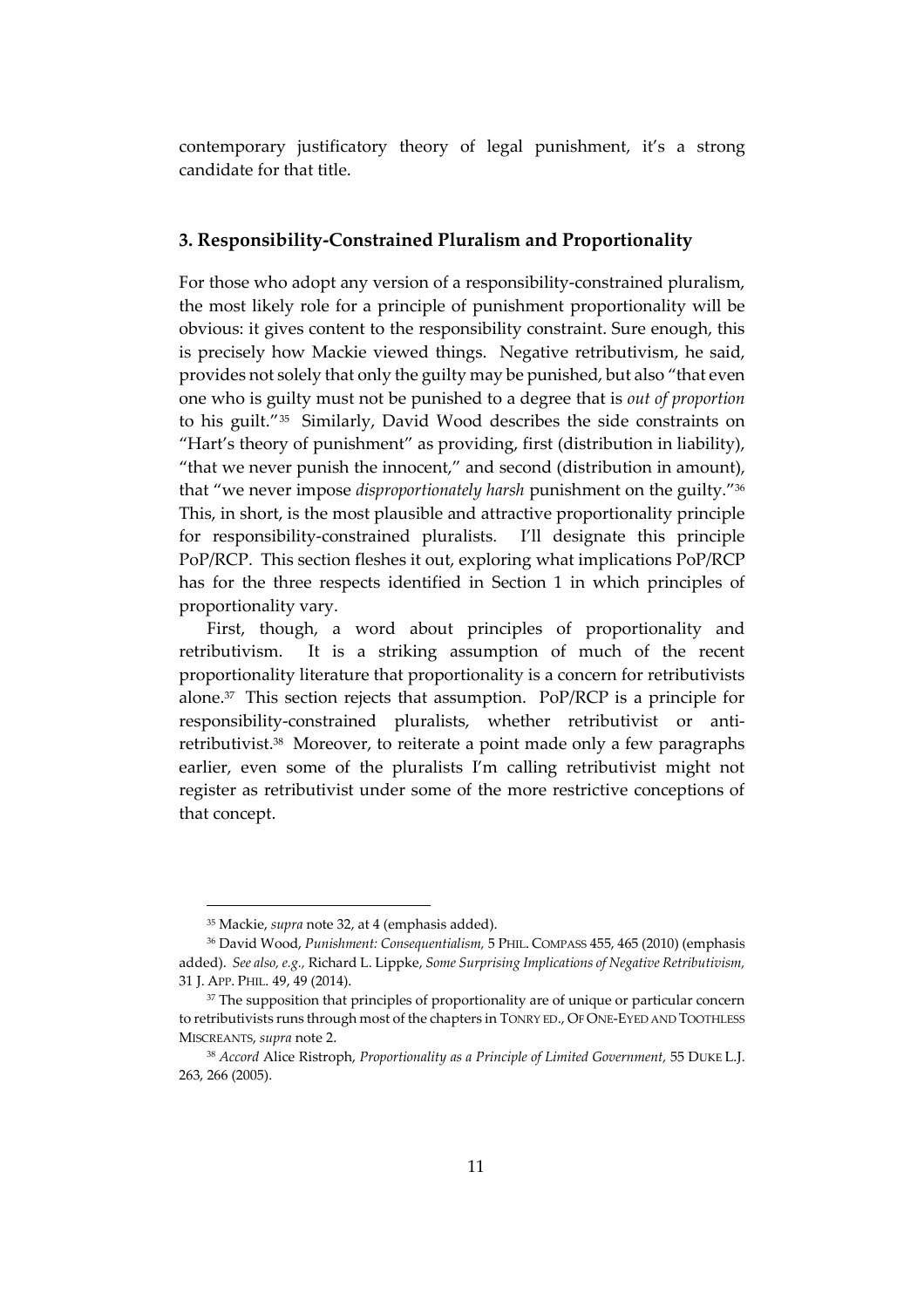contemporary justificatory theory of legal punishment, it's a strong candidate for that title.

### 3. Responsibility-Constrained Pluralism and Proportionality

For those who adopt any version of a responsibility-constrained pluralism, the most likely role for a principle of punishment proportionality will be obvious: it gives content to the responsibility constraint. Sure enough, this is precisely how Mackie viewed things. Negative retributivism, he said, provides not solely that only the guilty may be punished, but also "that even one who is guilty must not be punished to a degree that is *out of proportion* to his guilt."[35] Similarly, David Wood describes the side constraints on "Hart's theory of punishment" as providing, first (distribution in liability), "that we never punish the innocent," and second (distribution in amount), that "we never impose *disproportionately harsh* punishment on the guilty."[36] This, in short, is the most plausible and attractive proportionality principle for responsibility-constrained pluralists. I'll designate this principle PoP/RCP. This section fleshes it out, exploring what implications PoP/RCP has for the three respects identified in Section 1 in which principles of proportionality vary.

First, though, a word about principles of proportionality and retributivism. It is a striking assumption of much of the recent proportionality literature that proportionality is a concern for retributivists alone.[37] This section rejects that assumption. PoP/RCP is a principle for responsibility-constrained pluralists, whether retributivist or anti-retributivist.[38] Moreover, to reiterate a point made only a few paragraphs earlier, even some of the pluralists I'm calling retributivist might not register as retributivist under some of the more restrictive conceptions of that concept.

---

[35] Mackie, *supra* note 32, at 4 (emphasis added).

[36] David Wood, *Punishment: Consequentialism,* 5 PHIL. COMPASS 455, 465 (2010) (emphasis added). *See also, e.g.,* Richard L. Lippke, *Some Surprising Implications of Negative Retributivism,* 31 J. APP. PHIL. 49, 49 (2014).

[37] The supposition that principles of proportionality are of unique or particular concern to retributivists runs through most of the chapters in TONRY ED., OF ONE-EYED AND TOOTHLESS MISCREANTS, *supra* note 2.

[38] *Accord* Alice Ristroph, *Proportionality as a Principle of Limited Government,* 55 DUKE L.J. 263, 266 (2005).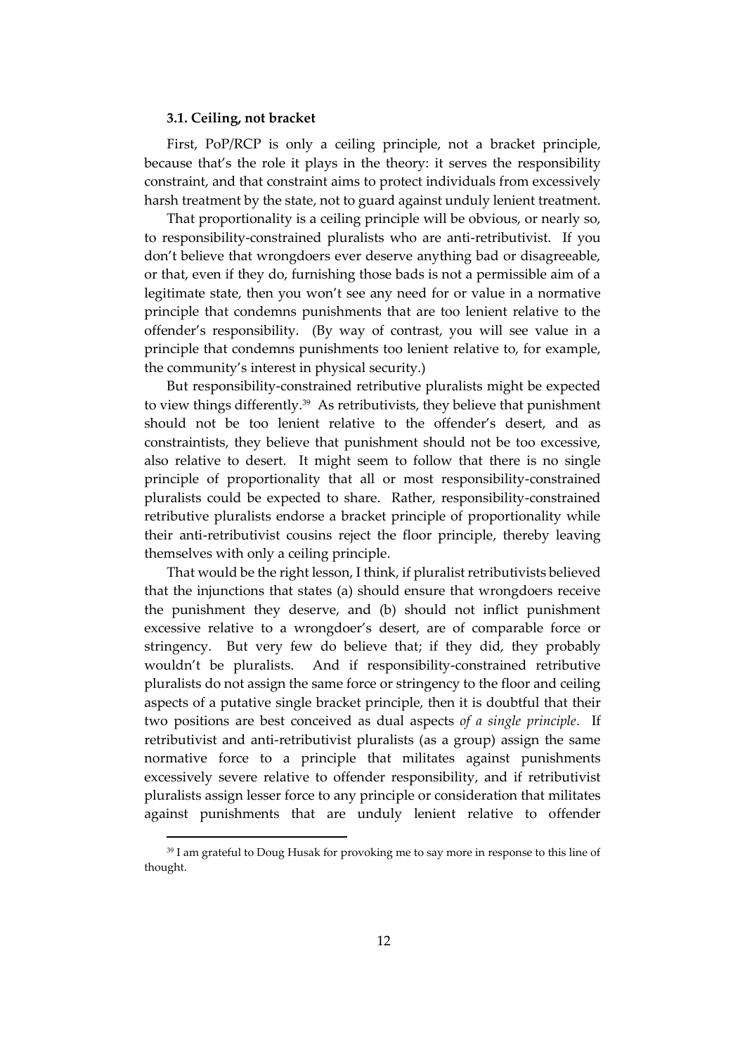### 3.1. Ceiling, not bracket

First, PoP/RCP is only a ceiling principle, not a bracket principle, because that's the role it plays in the theory: it serves the responsibility constraint, and that constraint aims to protect individuals from excessively harsh treatment by the state, not to guard against unduly lenient treatment.

That proportionality is a ceiling principle will be obvious, or nearly so, to responsibility-constrained pluralists who are anti-retributivist. If you don't believe that wrongdoers ever deserve anything bad or disagreeable, or that, even if they do, furnishing those bads is not a permissible aim of a legitimate state, then you won't see any need for or value in a normative principle that condemns punishments that are too lenient relative to the offender's responsibility. (By way of contrast, you will see value in a principle that condemns punishments too lenient relative to, for example, the community's interest in physical security.)

But responsibility-constrained retributive pluralists might be expected to view things differently.[39] As retributivists, they believe that punishment should not be too lenient relative to the offender's desert, and as constraintists, they believe that punishment should not be too excessive, also relative to desert. It might seem to follow that there is no single principle of proportionality that all or most responsibility-constrained pluralists could be expected to share. Rather, responsibility-constrained retributive pluralists endorse a bracket principle of proportionality while their anti-retributivist cousins reject the floor principle, thereby leaving themselves with only a ceiling principle.

That would be the right lesson, I think, if pluralist retributivists believed that the injunctions that states (a) should ensure that wrongdoers receive the punishment they deserve, and (b) should not inflict punishment excessive relative to a wrongdoer's desert, are of comparable force or stringency. But very few do believe that; if they did, they probably wouldn't be pluralists. And if responsibility-constrained retributive pluralists do not assign the same force or stringency to the floor and ceiling aspects of a putative single bracket principle, then it is doubtful that their two positions are best conceived as dual aspects *of a single principle*. If retributivist and anti-retributivist pluralists (as a group) assign the same normative force to a principle that militates against punishments excessively severe relative to offender responsibility, and if retributivist pluralists assign lesser force to any principle or consideration that militates against punishments that are unduly lenient relative to offender

[39] I am grateful to Doug Husak for provoking me to say more in response to this line of thought.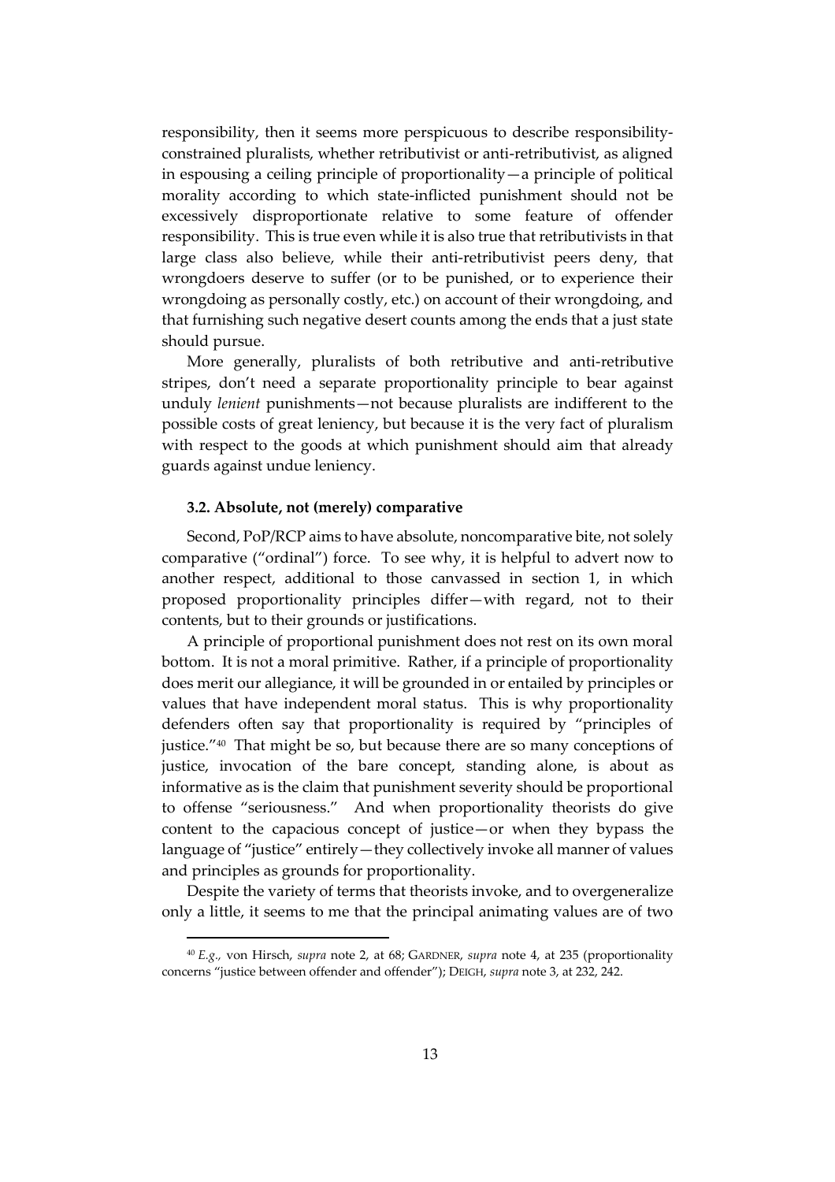responsibility, then it seems more perspicuous to describe responsibility-constrained pluralists, whether retributivist or anti-retributivist, as aligned in espousing a ceiling principle of proportionality—a principle of political morality according to which state-inflicted punishment should not be excessively disproportionate relative to some feature of offender responsibility. This is true even while it is also true that retributivists in that large class also believe, while their anti-retributivist peers deny, that wrongdoers deserve to suffer (or to be punished, or to experience their wrongdoing as personally costly, etc.) on account of their wrongdoing, and that furnishing such negative desert counts among the ends that a just state should pursue.

More generally, pluralists of both retributive and anti-retributive stripes, don't need a separate proportionality principle to bear against unduly *lenient* punishments—not because pluralists are indifferent to the possible costs of great leniency, but because it is the very fact of pluralism with respect to the goods at which punishment should aim that already guards against undue leniency.

### 3.2. Absolute, not (merely) comparative

Second, PoP/RCP aims to have absolute, noncomparative bite, not solely comparative ("ordinal") force. To see why, it is helpful to advert now to another respect, additional to those canvassed in section 1, in which proposed proportionality principles differ—with regard, not to their contents, but to their grounds or justifications.

A principle of proportional punishment does not rest on its own moral bottom. It is not a moral primitive. Rather, if a principle of proportionality does merit our allegiance, it will be grounded in or entailed by principles or values that have independent moral status. This is why proportionality defenders often say that proportionality is required by "principles of justice."[40] That might be so, but because there are so many conceptions of justice, invocation of the bare concept, standing alone, is about as informative as is the claim that punishment severity should be proportional to offense "seriousness." And when proportionality theorists do give content to the capacious concept of justice—or when they bypass the language of "justice" entirely—they collectively invoke all manner of values and principles as grounds for proportionality.

Despite the variety of terms that theorists invoke, and to overgeneralize only a little, it seems to me that the principal animating values are of two

[40] *E.g.*, von Hirsch, *supra* note 2, at 68; GARDNER, *supra* note 4, at 235 (proportionality concerns "justice between offender and offender"); DEIGH, *supra* note 3, at 232, 242.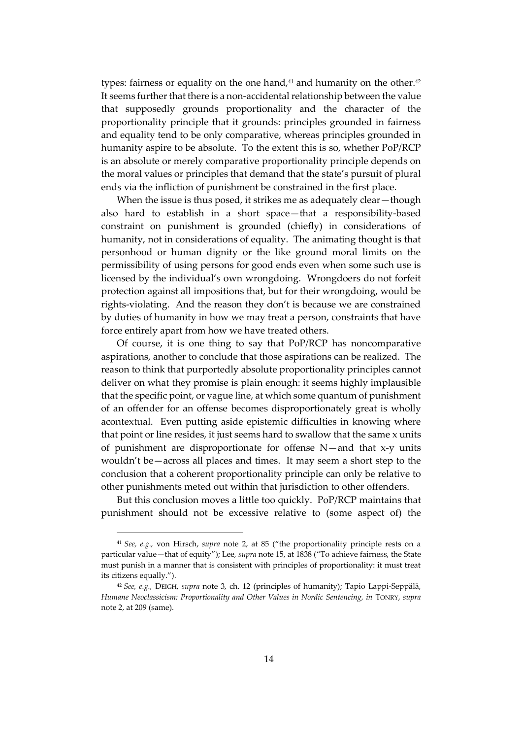types: fairness or equality on the one hand,[41] and humanity on the other.[42] It seems further that there is a non-accidental relationship between the value that supposedly grounds proportionality and the character of the proportionality principle that it grounds: principles grounded in fairness and equality tend to be only comparative, whereas principles grounded in humanity aspire to be absolute. To the extent this is so, whether PoP/RCP is an absolute or merely comparative proportionality principle depends on the moral values or principles that demand that the state's pursuit of plural ends via the infliction of punishment be constrained in the first place.

When the issue is thus posed, it strikes me as adequately clear—though also hard to establish in a short space—that a responsibility-based constraint on punishment is grounded (chiefly) in considerations of humanity, not in considerations of equality. The animating thought is that personhood or human dignity or the like ground moral limits on the permissibility of using persons for good ends even when some such use is licensed by the individual's own wrongdoing. Wrongdoers do not forfeit protection against all impositions that, but for their wrongdoing, would be rights-violating. And the reason they don't is because we are constrained by duties of humanity in how we may treat a person, constraints that have force entirely apart from how we have treated others.

Of course, it is one thing to say that PoP/RCP has noncomparative aspirations, another to conclude that those aspirations can be realized. The reason to think that purportedly absolute proportionality principles cannot deliver on what they promise is plain enough: it seems highly implausible that the specific point, or vague line, at which some quantum of punishment of an offender for an offense becomes disproportionately great is wholly acontextual. Even putting aside epistemic difficulties in knowing where that point or line resides, it just seems hard to swallow that the same x units of punishment are disproportionate for offense N—and that x-y units wouldn't be—across all places and times. It may seem a short step to the conclusion that a coherent proportionality principle can only be relative to other punishments meted out within that jurisdiction to other offenders.

But this conclusion moves a little too quickly. PoP/RCP maintains that punishment should not be excessive relative to (some aspect of) the

---

[41] *See, e.g.,* von Hirsch, *supra* note 2, at 85 ("the proportionality principle rests on a particular value—that of equity"); Lee, *supra* note 15, at 1838 ("To achieve fairness, the State must punish in a manner that is consistent with principles of proportionality: it must treat its citizens equally.").

[42] *See, e.g.,* DEIGH, *supra* note 3, ch. 12 (principles of humanity); Tapio Lappi-Seppälä, *Humane Neoclassicism: Proportionality and Other Values in Nordic Sentencing*, *in* TONRY, *supra* note 2, at 209 (same).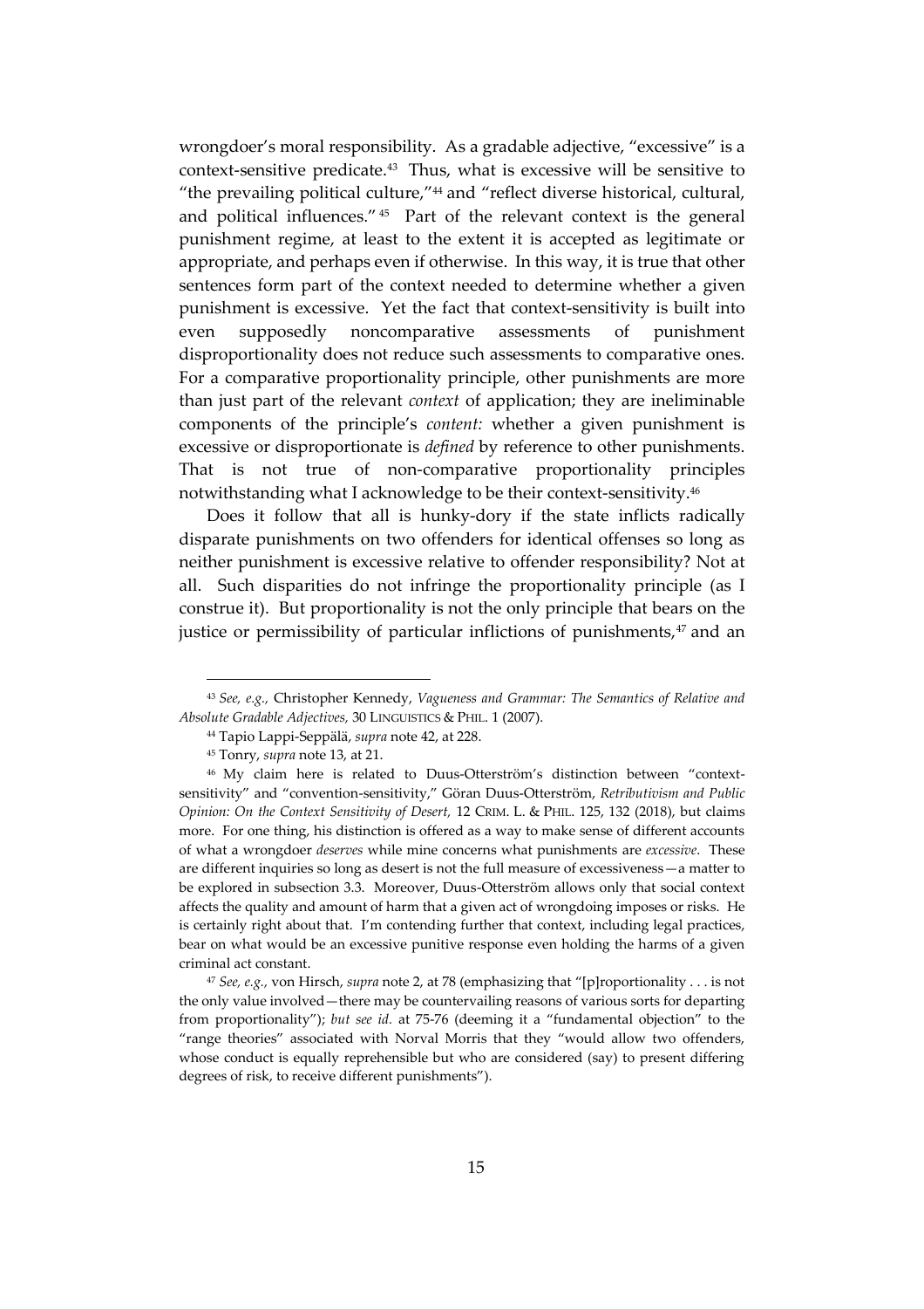wrongdoer's moral responsibility. As a gradable adjective, "excessive" is a context-sensitive predicate.[43] Thus, what is excessive will be sensitive to "the prevailing political culture,"[44] and "reflect diverse historical, cultural, and political influences."[45] Part of the relevant context is the general punishment regime, at least to the extent it is accepted as legitimate or appropriate, and perhaps even if otherwise. In this way, it is true that other sentences form part of the context needed to determine whether a given punishment is excessive. Yet the fact that context-sensitivity is built into even supposedly noncomparative assessments of punishment disproportionality does not reduce such assessments to comparative ones. For a comparative proportionality principle, other punishments are more than just part of the relevant *context* of application; they are ineliminable components of the principle's *content:* whether a given punishment is excessive or disproportionate is *defined* by reference to other punishments. That is not true of non-comparative proportionality principles notwithstanding what I acknowledge to be their context-sensitivity.[46]

Does it follow that all is hunky-dory if the state inflicts radically disparate punishments on two offenders for identical offenses so long as neither punishment is excessive relative to offender responsibility? Not at all. Such disparities do not infringe the proportionality principle (as I construe it). But proportionality is not the only principle that bears on the justice or permissibility of particular inflictions of punishments,[47] and an

---

[43] *See, e.g.,* Christopher Kennedy, *Vagueness and Grammar: The Semantics of Relative and Absolute Gradable Adjectives,* 30 LINGUISTICS & PHIL. 1 (2007).

[44] Tapio Lappi-Seppälä, *supra* note 42, at 228.

[45] Tonry, *supra* note 13, at 21.

[46] My claim here is related to Duus-Otterström's distinction between "context-sensitivity" and "convention-sensitivity," Göran Duus-Otterström, *Retributivism and Public Opinion: On the Context Sensitivity of Desert,* 12 CRIM. L. & PHIL. 125, 132 (2018), but claims more. For one thing, his distinction is offered as a way to make sense of different accounts of what a wrongdoer *deserves* while mine concerns what punishments are *excessive*. These are different inquiries so long as desert is not the full measure of excessiveness—a matter to be explored in subsection 3.3. Moreover, Duus-Otterström allows only that social context affects the quality and amount of harm that a given act of wrongdoing imposes or risks. He is certainly right about that. I'm contending further that context, including legal practices, bear on what would be an excessive punitive response even holding the harms of a given criminal act constant.

[47] *See, e.g.,* von Hirsch, *supra* note 2, at 78 (emphasizing that "[p]roportionality . . . is not the only value involved—there may be countervailing reasons of various sorts for departing from proportionality"); *but see id.* at 75-76 (deeming it a "fundamental objection" to the "range theories" associated with Norval Morris that they "would allow two offenders, whose conduct is equally reprehensible but who are considered (say) to present differing degrees of risk, to receive different punishments").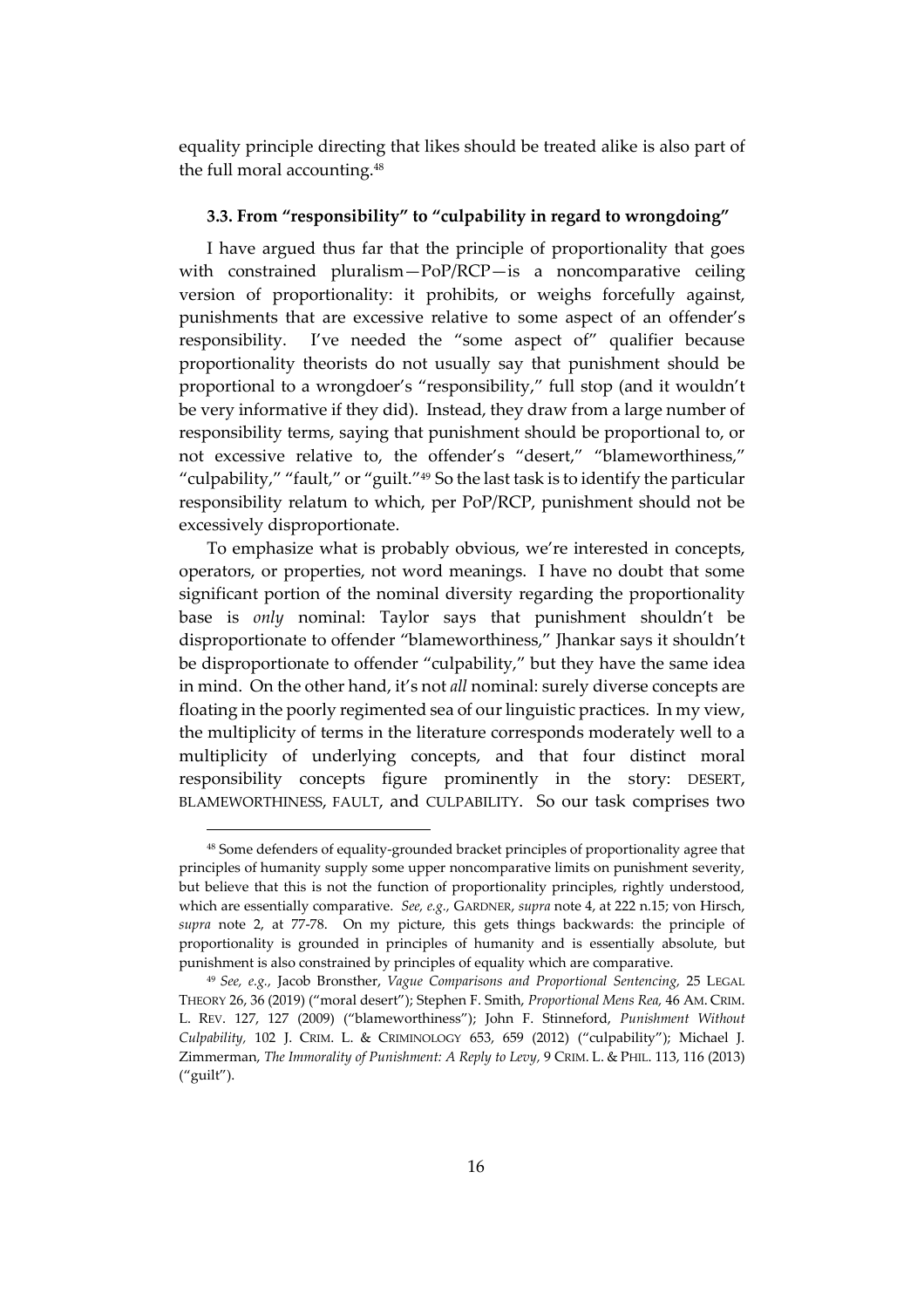equality principle directing that likes should be treated alike is also part of the full moral accounting.[48]

### 3.3. From "responsibility" to "culpability in regard to wrongdoing"

I have argued thus far that the principle of proportionality that goes with constrained pluralism—PoP/RCP—is a noncomparative ceiling version of proportionality: it prohibits, or weighs forcefully against, punishments that are excessive relative to some aspect of an offender's responsibility. I've needed the "some aspect of" qualifier because proportionality theorists do not usually say that punishment should be proportional to a wrongdoer's "responsibility," full stop (and it wouldn't be very informative if they did). Instead, they draw from a large number of responsibility terms, saying that punishment should be proportional to, or not excessive relative to, the offender's "desert," "blameworthiness," "culpability," "fault," or "guilt."[49] So the last task is to identify the particular responsibility relatum to which, per PoP/RCP, punishment should not be excessively disproportionate.

To emphasize what is probably obvious, we're interested in concepts, operators, or properties, not word meanings. I have no doubt that some significant portion of the nominal diversity regarding the proportionality base is *only* nominal: Taylor says that punishment shouldn't be disproportionate to offender "blameworthiness," Jhankar says it shouldn't be disproportionate to offender "culpability," but they have the same idea in mind. On the other hand, it's not *all* nominal: surely diverse concepts are floating in the poorly regimented sea of our linguistic practices. In my view, the multiplicity of terms in the literature corresponds moderately well to a multiplicity of underlying concepts, and that four distinct moral responsibility concepts figure prominently in the story: DESERT, BLAMEWORTHINESS, FAULT, and CULPABILITY. So our task comprises two

---

[48] Some defenders of equality-grounded bracket principles of proportionality agree that principles of humanity supply some upper noncomparative limits on punishment severity, but believe that this is not the function of proportionality principles, rightly understood, which are essentially comparative. *See, e.g.,* GARDNER, *supra* note 4, at 222 n.15; von Hirsch, *supra* note 2, at 77-78. On my picture, this gets things backwards: the principle of proportionality is grounded in principles of humanity and is essentially absolute, but punishment is also constrained by principles of equality which are comparative.

[49] *See, e.g.,* Jacob Bronsther, *Vague Comparisons and Proportional Sentencing,* 25 LEGAL THEORY 26, 36 (2019) ("moral desert"); Stephen F. Smith, *Proportional Mens Rea,* 46 AM. CRIM. L. REV. 127, 127 (2009) ("blameworthiness"); John F. Stinneford, *Punishment Without Culpability,* 102 J. CRIM. L. & CRIMINOLOGY 653, 659 (2012) ("culpability"); Michael J. Zimmerman, *The Immorality of Punishment: A Reply to Levy,* 9 CRIM. L. & PHIL. 113, 116 (2013) ("guilt").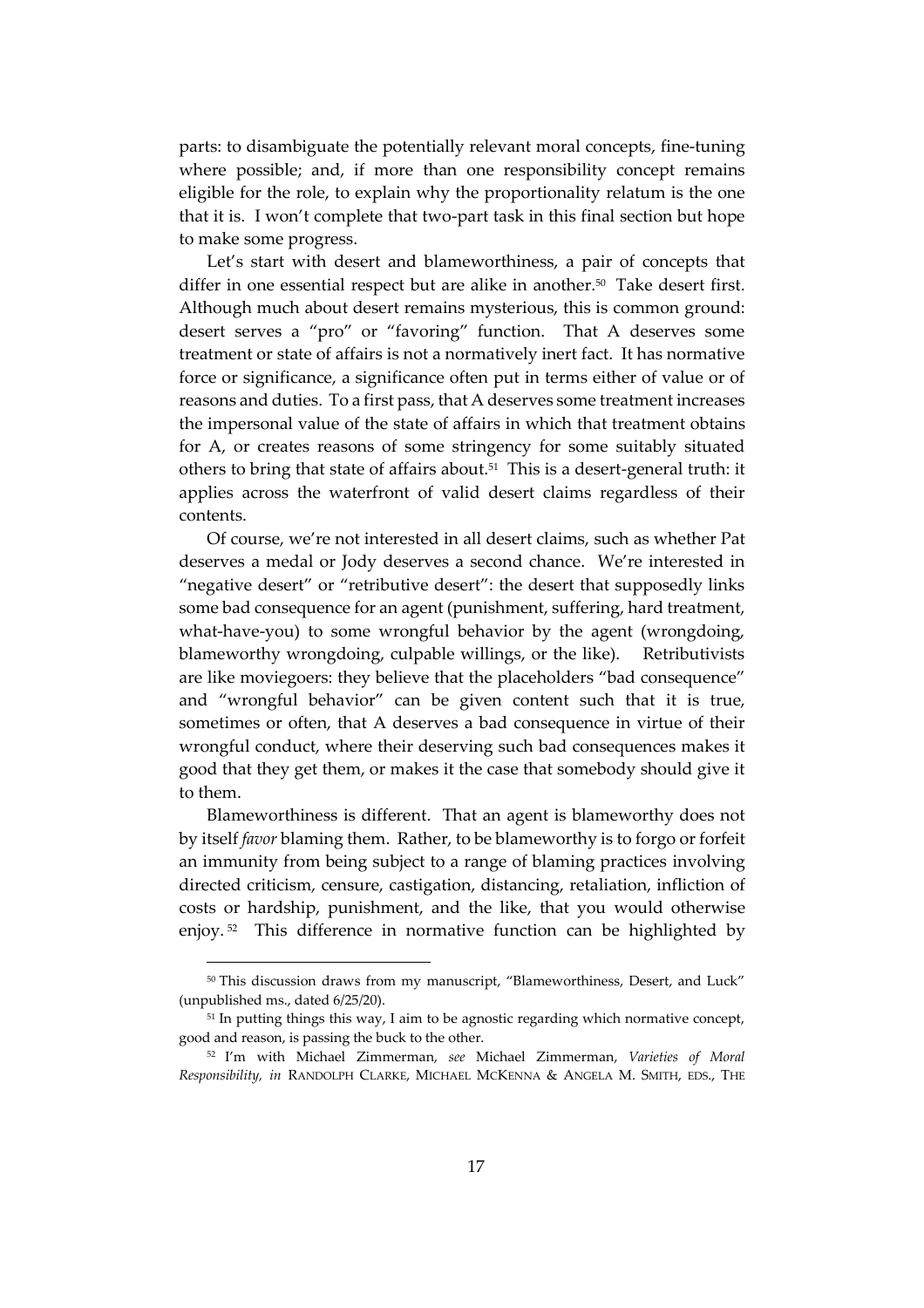parts: to disambiguate the potentially relevant moral concepts, fine-tuning where possible; and, if more than one responsibility concept remains eligible for the role, to explain why the proportionality relatum is the one that it is. I won't complete that two-part task in this final section but hope to make some progress.

Let's start with desert and blameworthiness, a pair of concepts that differ in one essential respect but are alike in another.[50] Take desert first. Although much about desert remains mysterious, this is common ground: desert serves a "pro" or "favoring" function. That A deserves some treatment or state of affairs is not a normatively inert fact. It has normative force or significance, a significance often put in terms either of value or of reasons and duties. To a first pass, that A deserves some treatment increases the impersonal value of the state of affairs in which that treatment obtains for A, or creates reasons of some stringency for some suitably situated others to bring that state of affairs about.[51] This is a desert-general truth: it applies across the waterfront of valid desert claims regardless of their contents.

Of course, we're not interested in all desert claims, such as whether Pat deserves a medal or Jody deserves a second chance. We're interested in "negative desert" or "retributive desert": the desert that supposedly links some bad consequence for an agent (punishment, suffering, hard treatment, what-have-you) to some wrongful behavior by the agent (wrongdoing, blameworthy wrongdoing, culpable willings, or the like). Retributivists are like moviegoers: they believe that the placeholders "bad consequence" and "wrongful behavior" can be given content such that it is true, sometimes or often, that A deserves a bad consequence in virtue of their wrongful conduct, where their deserving such bad consequences makes it good that they get them, or makes it the case that somebody should give it to them.

Blameworthiness is different. That an agent is blameworthy does not by itself *favor* blaming them. Rather, to be blameworthy is to forgo or forfeit an immunity from being subject to a range of blaming practices involving directed criticism, censure, castigation, distancing, retaliation, infliction of costs or hardship, punishment, and the like, that you would otherwise enjoy.[52] This difference in normative function can be highlighted by

---

[50] This discussion draws from my manuscript, "Blameworthiness, Desert, and Luck" (unpublished ms., dated 6/25/20).

[51] In putting things this way, I aim to be agnostic regarding which normative concept, good and reason, is passing the buck to the other.

[52] I'm with Michael Zimmerman, *see* Michael Zimmerman, *Varieties of Moral Responsibility, in* RANDOLPH CLARKE, MICHAEL MCKENNA & ANGELA M. SMITH, EDS., THE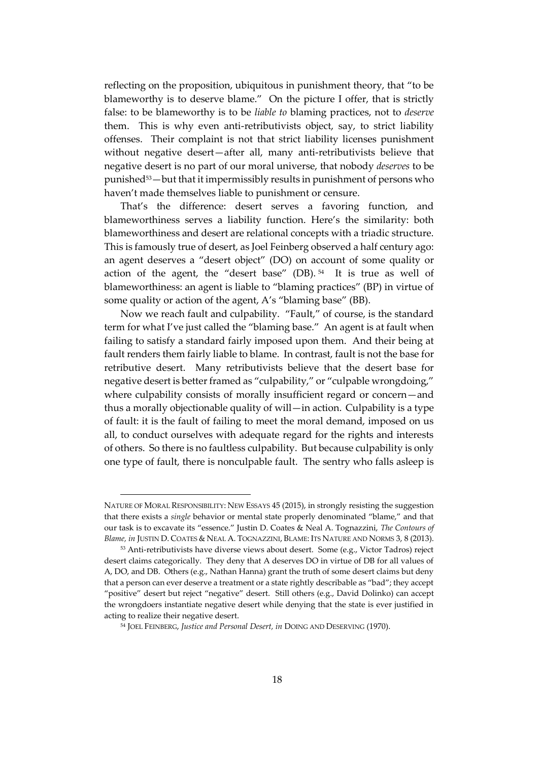reflecting on the proposition, ubiquitous in punishment theory, that "to be blameworthy is to deserve blame." On the picture I offer, that is strictly false: to be blameworthy is to be *liable to* blaming practices, not to *deserve* them. This is why even anti-retributivists object, say, to strict liability offenses. Their complaint is not that strict liability licenses punishment without negative desert—after all, many anti-retributivists believe that negative desert is no part of our moral universe, that nobody *deserves* to be punished[53]—but that it impermissibly results in punishment of persons who haven't made themselves liable to punishment or censure.

That's the difference: desert serves a favoring function, and blameworthiness serves a liability function. Here's the similarity: both blameworthiness and desert are relational concepts with a triadic structure. This is famously true of desert, as Joel Feinberg observed a half century ago: an agent deserves a "desert object" (DO) on account of some quality or action of the agent, the "desert base" (DB).[54] It is true as well of blameworthiness: an agent is liable to "blaming practices" (BP) in virtue of some quality or action of the agent, A's "blaming base" (BB).

Now we reach fault and culpability. "Fault," of course, is the standard term for what I've just called the "blaming base." An agent is at fault when failing to satisfy a standard fairly imposed upon them. And their being at fault renders them fairly liable to blame. In contrast, fault is not the base for retributive desert. Many retributivists believe that the desert base for negative desert is better framed as "culpability," or "culpable wrongdoing," where culpability consists of morally insufficient regard or concern—and thus a morally objectionable quality of will—in action. Culpability is a type of fault: it is the fault of failing to meet the moral demand, imposed on us all, to conduct ourselves with adequate regard for the rights and interests of others. So there is no faultless culpability. But because culpability is only one type of fault, there is nonculpable fault. The sentry who falls asleep is

---

NATURE OF MORAL RESPONSIBILITY: NEW ESSAYS 45 (2015), in strongly resisting the suggestion that there exists a *single* behavior or mental state properly denominated "blame," and that our task is to excavate its "essence." Justin D. Coates & Neal A. Tognazzini, *The Contours of Blame*, *in* JUSTIN D. COATES & NEAL A. TOGNAZZINI, BLAME: ITS NATURE AND NORMS 3, 8 (2013).

[53] Anti-retributivists have diverse views about desert. Some (e.g., Victor Tadros) reject desert claims categorically. They deny that A deserves DO in virtue of DB for all values of A, DO, and DB. Others (e.g., Nathan Hanna) grant the truth of some desert claims but deny that a person can ever deserve a treatment or a state rightly describable as "bad"; they accept "positive" desert but reject "negative" desert. Still others (e.g., David Dolinko) can accept the wrongdoers instantiate negative desert while denying that the state is ever justified in acting to realize their negative desert.

[54] JOEL FEINBERG, *Justice and Personal Desert, in* DOING AND DESERVING (1970).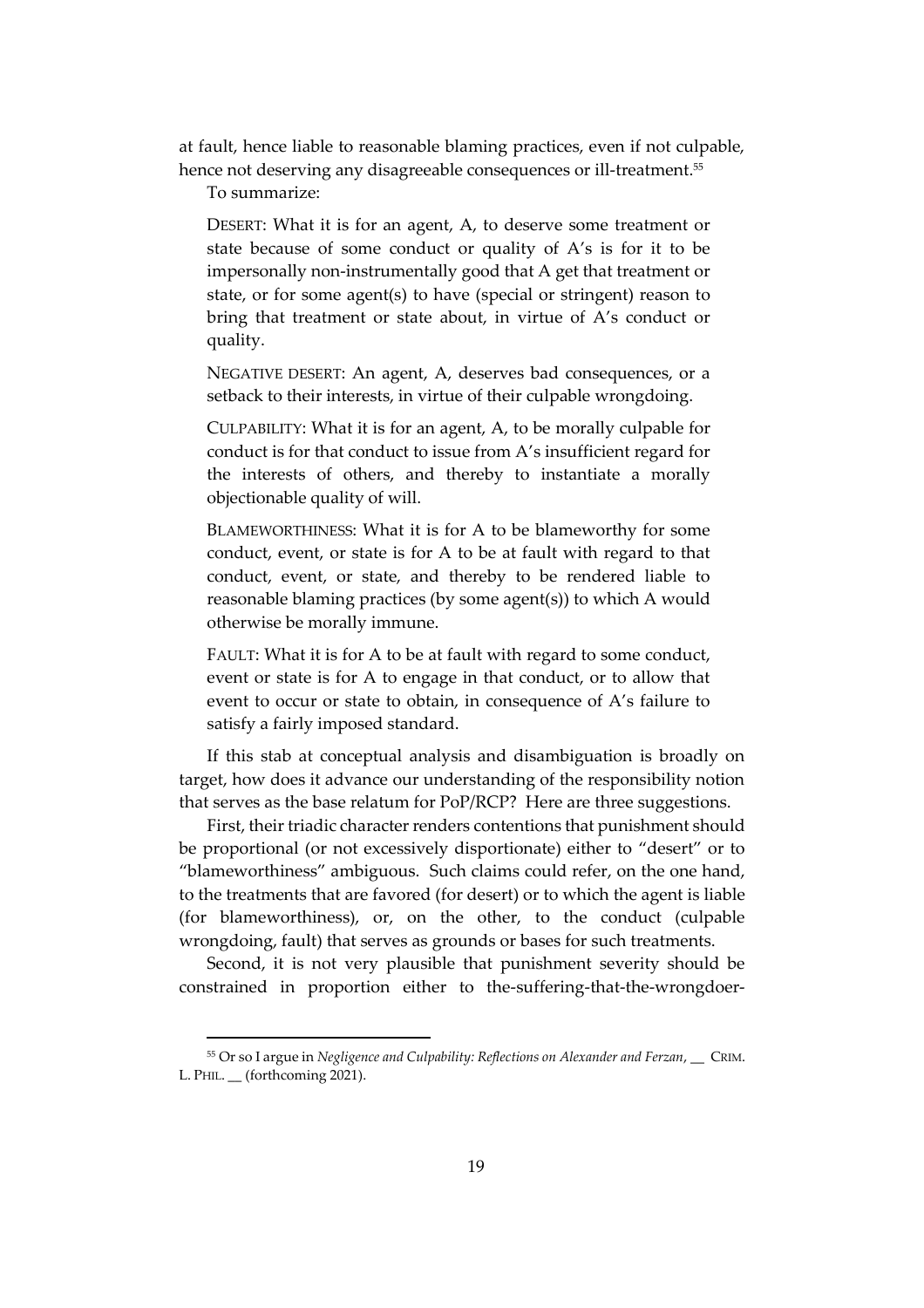at fault, hence liable to reasonable blaming practices, even if not culpable, hence not deserving any disagreeable consequences or ill-treatment.[55]

To summarize:

> DESERT: What it is for an agent, A, to deserve some treatment or state because of some conduct or quality of A's is for it to be impersonally non-instrumentally good that A get that treatment or state, or for some agent(s) to have (special or stringent) reason to bring that treatment or state about, in virtue of A's conduct or quality.
>
> NEGATIVE DESERT: An agent, A, deserves bad consequences, or a setback to their interests, in virtue of their culpable wrongdoing.
>
> CULPABILITY: What it is for an agent, A, to be morally culpable for conduct is for that conduct to issue from A's insufficient regard for the interests of others, and thereby to instantiate a morally objectionable quality of will.
>
> BLAMEWORTHINESS: What it is for A to be blameworthy for some conduct, event, or state is for A to be at fault with regard to that conduct, event, or state, and thereby to be rendered liable to reasonable blaming practices (by some agent(s)) to which A would otherwise be morally immune.
>
> FAULT: What it is for A to be at fault with regard to some conduct, event or state is for A to engage in that conduct, or to allow that event to occur or state to obtain, in consequence of A's failure to satisfy a fairly imposed standard.

If this stab at conceptual analysis and disambiguation is broadly on target, how does it advance our understanding of the responsibility notion that serves as the base relatum for PoP/RCP? Here are three suggestions.

First, their triadic character renders contentions that punishment should be proportional (or not excessively disportionate) either to "desert" or to "blameworthiness" ambiguous. Such claims could refer, on the one hand, to the treatments that are favored (for desert) or to which the agent is liable (for blameworthiness), or, on the other, to the conduct (culpable wrongdoing, fault) that serves as grounds or bases for such treatments.

Second, it is not very plausible that punishment severity should be constrained in proportion either to the-suffering-that-the-wrongdoer-

---

[55] Or so I argue in *Negligence and Culpability: Reflections on Alexander and Ferzan*, __ CRIM. L. PHIL. __ (forthcoming 2021).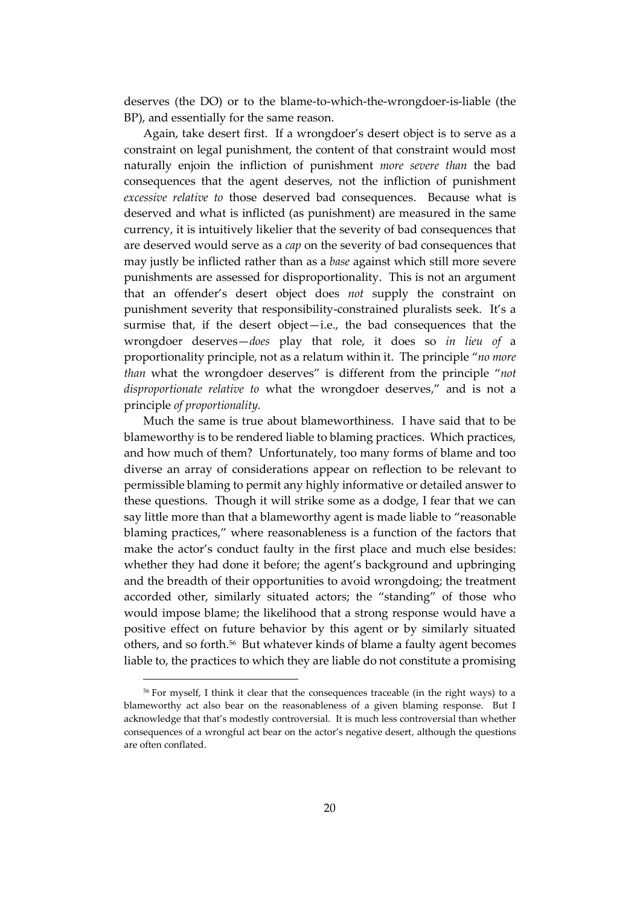deserves (the DO) or to the blame-to-which-the-wrongdoer-is-liable (the BP), and essentially for the same reason.

Again, take desert first. If a wrongdoer's desert object is to serve as a constraint on legal punishment, the content of that constraint would most naturally enjoin the infliction of punishment *more severe than* the bad consequences that the agent deserves, not the infliction of punishment *excessive relative to* those deserved bad consequences. Because what is deserved and what is inflicted (as punishment) are measured in the same currency, it is intuitively likelier that the severity of bad consequences that are deserved would serve as a *cap* on the severity of bad consequences that may justly be inflicted rather than as a *base* against which still more severe punishments are assessed for disproportionality. This is not an argument that an offender's desert object does *not* supply the constraint on punishment severity that responsibility-constrained pluralists seek. It's a surmise that, if the desert object—i.e., the bad consequences that the wrongdoer deserves—*does* play that role, it does so *in lieu of* a proportionality principle, not as a relatum within it. The principle "*no more than* what the wrongdoer deserves" is different from the principle "*not disproportionate relative to* what the wrongdoer deserves," and is not a principle *of proportionality.*

Much the same is true about blameworthiness. I have said that to be blameworthy is to be rendered liable to blaming practices. Which practices, and how much of them? Unfortunately, too many forms of blame and too diverse an array of considerations appear on reflection to be relevant to permissible blaming to permit any highly informative or detailed answer to these questions. Though it will strike some as a dodge, I fear that we can say little more than that a blameworthy agent is made liable to "reasonable blaming practices," where reasonableness is a function of the factors that make the actor's conduct faulty in the first place and much else besides: whether they had done it before; the agent's background and upbringing and the breadth of their opportunities to avoid wrongdoing; the treatment accorded other, similarly situated actors; the "standing" of those who would impose blame; the likelihood that a strong response would have a positive effect on future behavior by this agent or by similarly situated others, and so forth.[56] But whatever kinds of blame a faulty agent becomes liable to, the practices to which they are liable do not constitute a promising

[56] For myself, I think it clear that the consequences traceable (in the right ways) to a blameworthy act also bear on the reasonableness of a given blaming response. But I acknowledge that that's modestly controversial. It is much less controversial than whether consequences of a wrongful act bear on the actor's negative desert, although the questions are often conflated.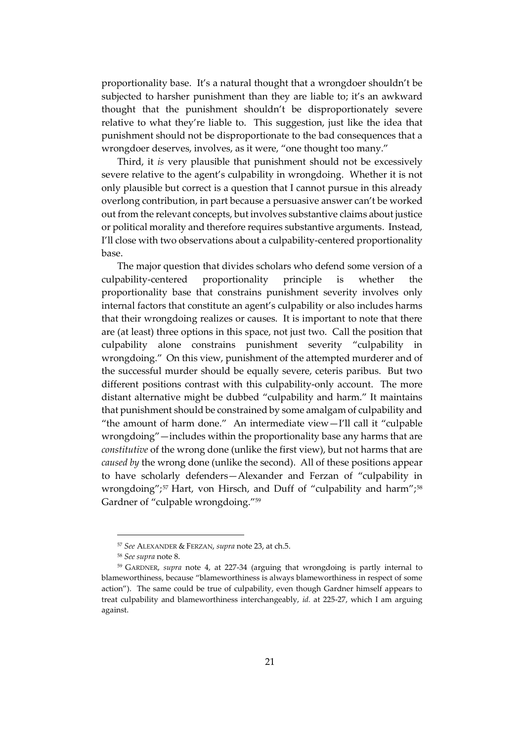proportionality base. It's a natural thought that a wrongdoer shouldn't be subjected to harsher punishment than they are liable to; it's an awkward thought that the punishment shouldn't be disproportionately severe relative to what they're liable to. This suggestion, just like the idea that punishment should not be disproportionate to the bad consequences that a wrongdoer deserves, involves, as it were, "one thought too many."

Third, it *is* very plausible that punishment should not be excessively severe relative to the agent's culpability in wrongdoing. Whether it is not only plausible but correct is a question that I cannot pursue in this already overlong contribution, in part because a persuasive answer can't be worked out from the relevant concepts, but involves substantive claims about justice or political morality and therefore requires substantive arguments. Instead, I'll close with two observations about a culpability-centered proportionality base.

The major question that divides scholars who defend some version of a culpability-centered proportionality principle is whether the proportionality base that constrains punishment severity involves only internal factors that constitute an agent's culpability or also includes harms that their wrongdoing realizes or causes. It is important to note that there are (at least) three options in this space, not just two. Call the position that culpability alone constrains punishment severity "culpability in wrongdoing." On this view, punishment of the attempted murderer and of the successful murder should be equally severe, ceteris paribus. But two different positions contrast with this culpability-only account. The more distant alternative might be dubbed "culpability and harm." It maintains that punishment should be constrained by some amalgam of culpability and "the amount of harm done." An intermediate view—I'll call it "culpable wrongdoing"—includes within the proportionality base any harms that are *constitutive* of the wrong done (unlike the first view), but not harms that are *caused by* the wrong done (unlike the second). All of these positions appear to have scholarly defenders—Alexander and Ferzan of "culpability in wrongdoing";[57] Hart, von Hirsch, and Duff of "culpability and harm";[58] Gardner of "culpable wrongdoing."[59]

[57] *See* ALEXANDER & FERZAN, *supra* note 23, at ch.5.

[58] *See supra* note 8.

[59] GARDNER, *supra* note 4, at 227-34 (arguing that wrongdoing is partly internal to blameworthiness, because "blameworthiness is always blameworthiness in respect of some action"). The same could be true of culpability, even though Gardner himself appears to treat culpability and blameworthiness interchangeably, *id.* at 225-27, which I am arguing against.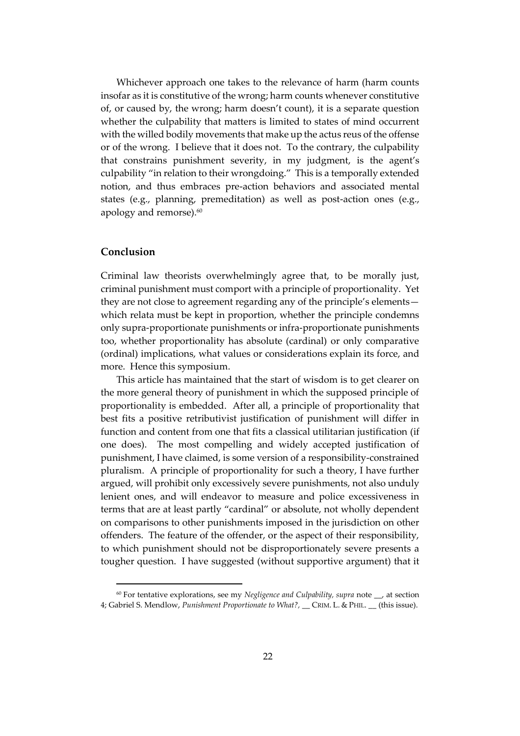Whichever approach one takes to the relevance of harm (harm counts insofar as it is constitutive of the wrong; harm counts whenever constitutive of, or caused by, the wrong; harm doesn't count), it is a separate question whether the culpability that matters is limited to states of mind occurrent with the willed bodily movements that make up the actus reus of the offense or of the wrong. I believe that it does not. To the contrary, the culpability that constrains punishment severity, in my judgment, is the agent's culpability "in relation to their wrongdoing." This is a temporally extended notion, and thus embraces pre-action behaviors and associated mental states (e.g., planning, premeditation) as well as post-action ones (e.g., apology and remorse).[60]

## Conclusion

Criminal law theorists overwhelmingly agree that, to be morally just, criminal punishment must comport with a principle of proportionality. Yet they are not close to agreement regarding any of the principle's elements—which relata must be kept in proportion, whether the principle condemns only supra-proportionate punishments or infra-proportionate punishments too, whether proportionality has absolute (cardinal) or only comparative (ordinal) implications, what values or considerations explain its force, and more. Hence this symposium.

This article has maintained that the start of wisdom is to get clearer on the more general theory of punishment in which the supposed principle of proportionality is embedded. After all, a principle of proportionality that best fits a positive retributivist justification of punishment will differ in function and content from one that fits a classical utilitarian justification (if one does). The most compelling and widely accepted justification of punishment, I have claimed, is some version of a responsibility-constrained pluralism. A principle of proportionality for such a theory, I have further argued, will prohibit only excessively severe punishments, not also unduly lenient ones, and will endeavor to measure and police excessiveness in terms that are at least partly "cardinal" or absolute, not wholly dependent on comparisons to other punishments imposed in the jurisdiction on other offenders. The feature of the offender, or the aspect of their responsibility, to which punishment should not be disproportionately severe presents a tougher question. I have suggested (without supportive argument) that it

[60] For tentative explorations, see my *Negligence and Culpability, supra* note __, at section 4; Gabriel S. Mendlow, *Punishment Proportionate to What?*, __ CRIM. L. & PHIL. __ (this issue).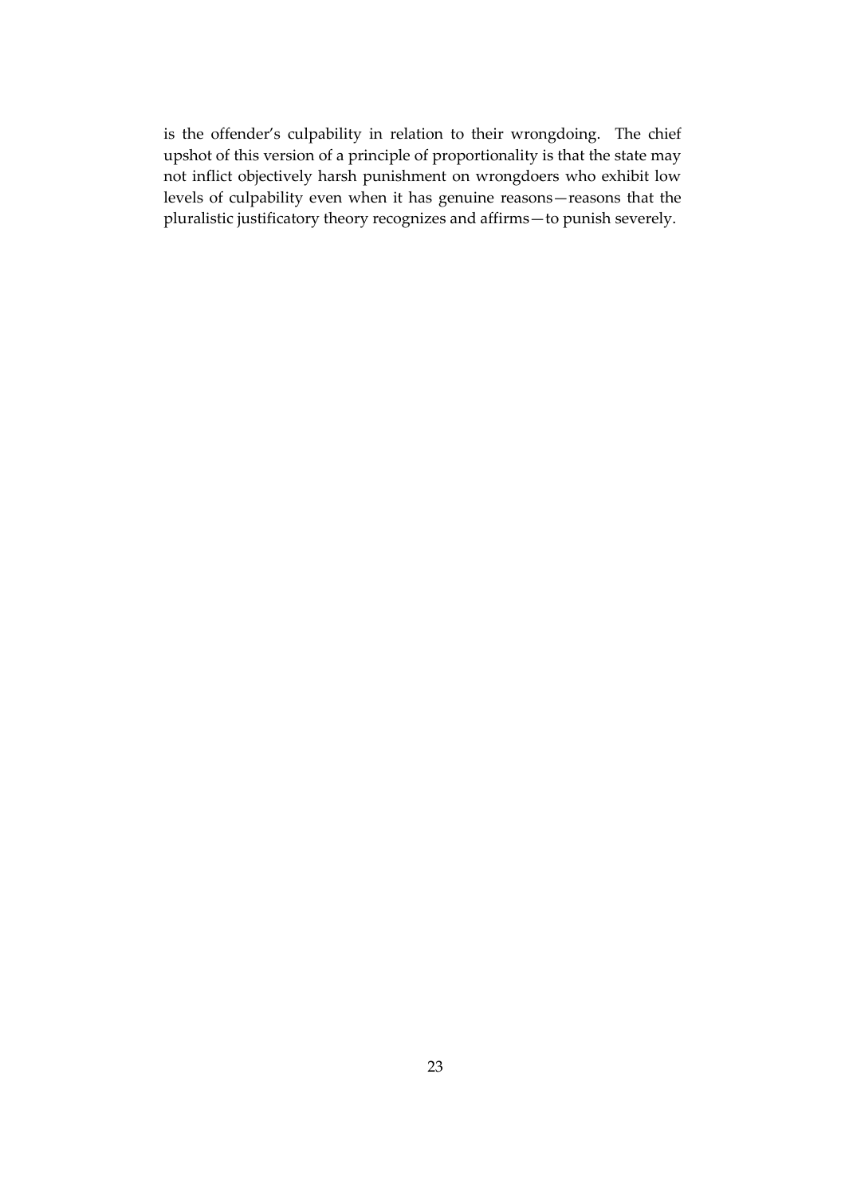is the offender's culpability in relation to their wrongdoing. The chief upshot of this version of a principle of proportionality is that the state may not inflict objectively harsh punishment on wrongdoers who exhibit low levels of culpability even when it has genuine reasons—reasons that the pluralistic justificatory theory recognizes and affirms—to punish severely.